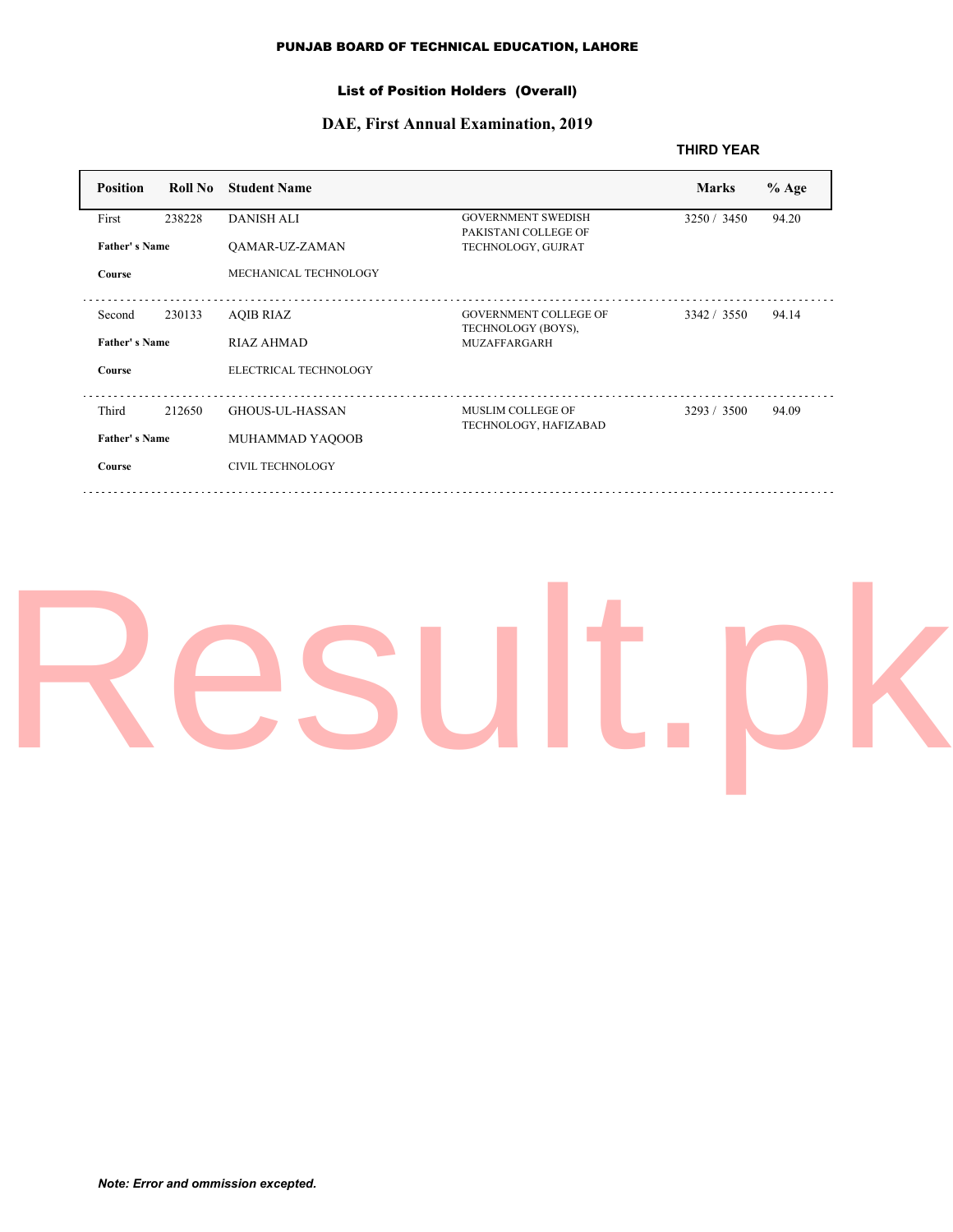# PUNJAB BOARD OF TECHNICAL EDUCATION, LAHORE

## List of Position Holders (Overall)

## DAE, First Annual Examination, 2019

**THIRD YEAR**

| Position | Roll No | Student Name | | Marks | % Age |
|---|---|---|---|---|---|
| First | 238228 | DANISH ALI | GOVERNMENT SWEDISH PAKISTANI COLLEGE OF TECHNOLOGY, GUJRAT | 3250 / 3450 | 94.20 |
| **Father' s Name** | | QAMAR-UZ-ZAMAN | | | |
| **Course** | | MECHANICAL TECHNOLOGY | | | |
| Second | 230133 | AQIB RIAZ | GOVERNMENT COLLEGE OF TECHNOLOGY (BOYS), MUZAFFARGARH | 3342 / 3550 | 94.14 |
| **Father' s Name** | | RIAZ AHMAD | | | |
| **Course** | | ELECTRICAL TECHNOLOGY | | | |
| Third | 212650 | GHOUS-UL-HASSAN | MUSLIM COLLEGE OF TECHNOLOGY, HAFIZABAD | 3293 / 3500 | 94.09 |
| **Father' s Name** | | MUHAMMAD YAQOOB | | | |
| **Course** | | CIVIL TECHNOLOGY | | | |

Result.pk

*Note: Error and ommission excepted.*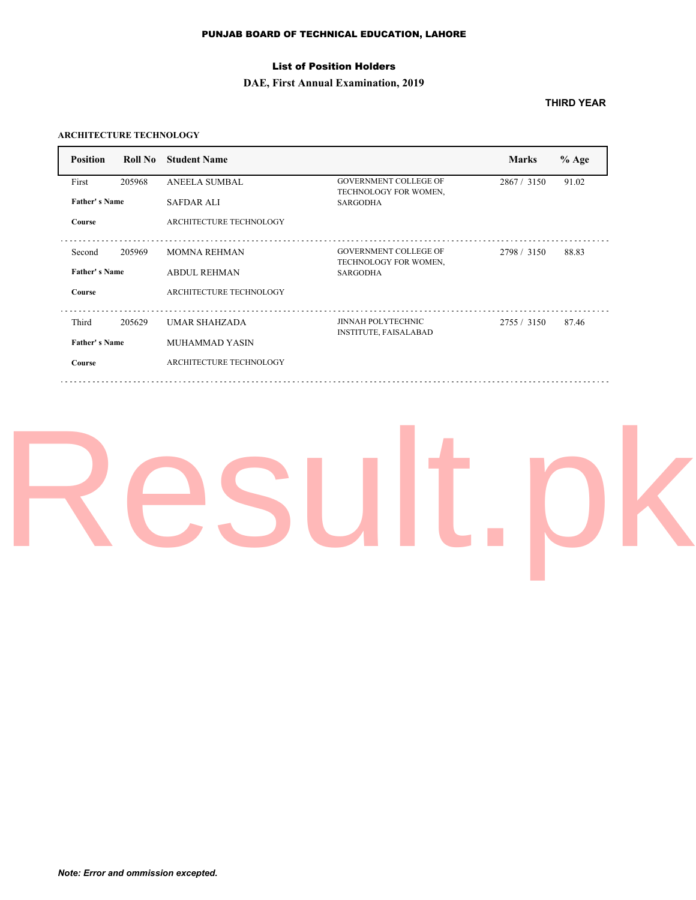PUNJAB BOARD OF TECHNICAL EDUCATION, LAHORE

**List of Position Holders**

**DAE, First Annual Examination, 2019**

**THIRD YEAR**

**ARCHITECTURE TECHNOLOGY**

| Position | Roll No | Student Name | | Marks | % Age |
|---|---|---|---|---|---|
| First | 205968 | ANEELA SUMBAL | GOVERNMENT COLLEGE OF TECHNOLOGY FOR WOMEN, SARGODHA | 2867 / 3150 | 91.02 |
| **Father' s Name** | | SAFDAR ALI | | | |
| **Course** | | ARCHITECTURE TECHNOLOGY | | | |
| Second | 205969 | MOMNA REHMAN | GOVERNMENT COLLEGE OF TECHNOLOGY FOR WOMEN, SARGODHA | 2798 / 3150 | 88.83 |
| **Father' s Name** | | ABDUL REHMAN | | | |
| **Course** | | ARCHITECTURE TECHNOLOGY | | | |
| Third | 205629 | UMAR SHAHZADA | JINNAH POLYTECHNIC INSTITUTE, FAISALABAD | 2755 / 3150 | 87.46 |
| **Father' s Name** | | MUHAMMAD YASIN | | | |
| **Course** | | ARCHITECTURE TECHNOLOGY | | | |

Result.pk

***Note: Error and ommission excepted.***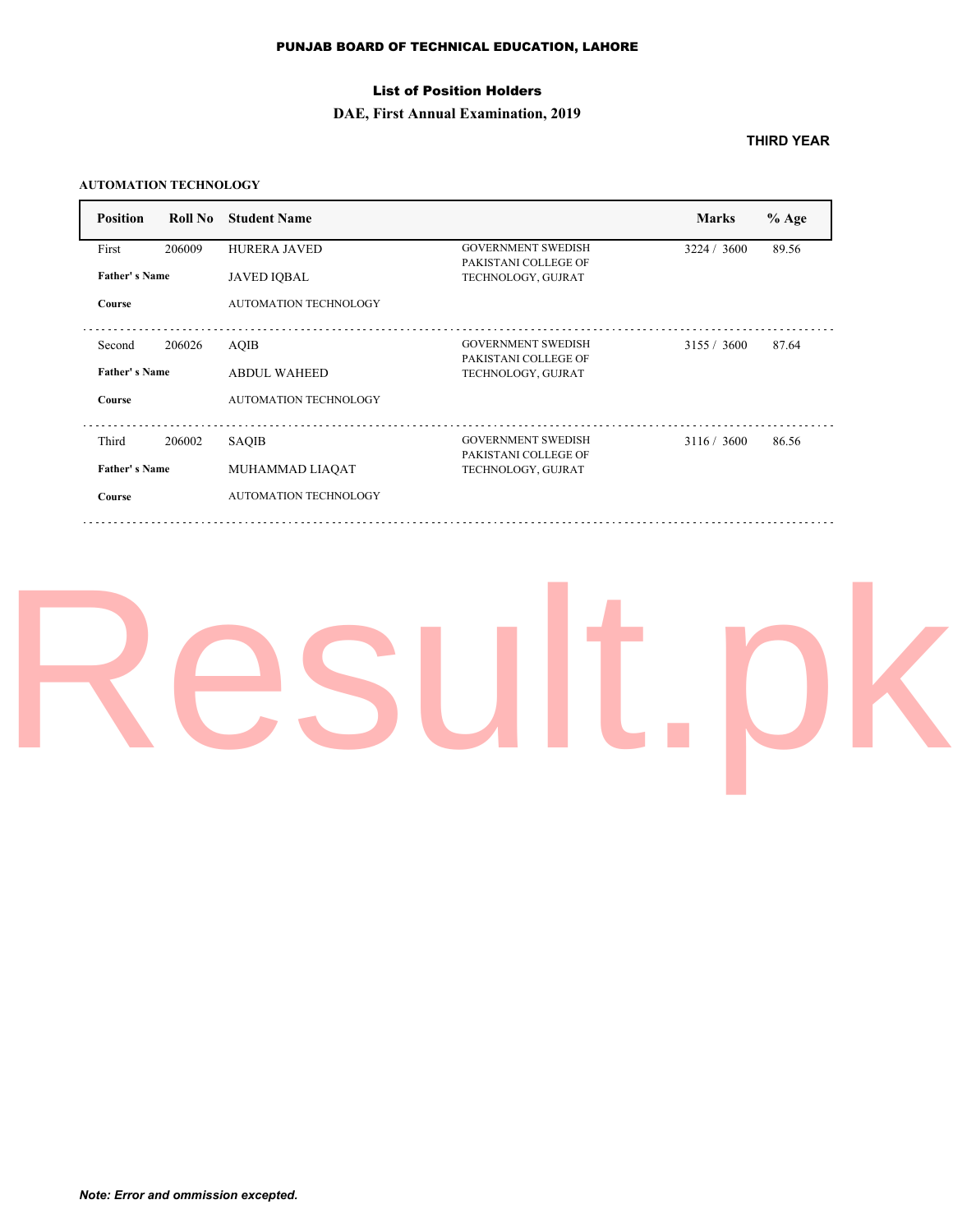# PUNJAB BOARD OF TECHNICAL EDUCATION, LAHORE

## List of Position Holders

## DAE, First Annual Examination, 2019

**THIRD YEAR**

**AUTOMATION TECHNOLOGY**

| Position | Roll No | Student Name | | Marks | % Age |
|---|---|---|---|---|---|
| First | 206009 | HURERA JAVED | GOVERNMENT SWEDISH PAKISTANI COLLEGE OF TECHNOLOGY, GUJRAT | 3224 / 3600 | 89.56 |
| **Father' s Name** | | JAVED IQBAL | | | |
| **Course** | | AUTOMATION TECHNOLOGY | | | |
| Second | 206026 | AQIB | GOVERNMENT SWEDISH PAKISTANI COLLEGE OF TECHNOLOGY, GUJRAT | 3155 / 3600 | 87.64 |
| **Father' s Name** | | ABDUL WAHEED | | | |
| **Course** | | AUTOMATION TECHNOLOGY | | | |
| Third | 206002 | SAQIB | GOVERNMENT SWEDISH PAKISTANI COLLEGE OF TECHNOLOGY, GUJRAT | 3116 / 3600 | 86.56 |
| **Father' s Name** | | MUHAMMAD LIAQAT | | | |
| **Course** | | AUTOMATION TECHNOLOGY | | | |

***Note: Error and ommission excepted.***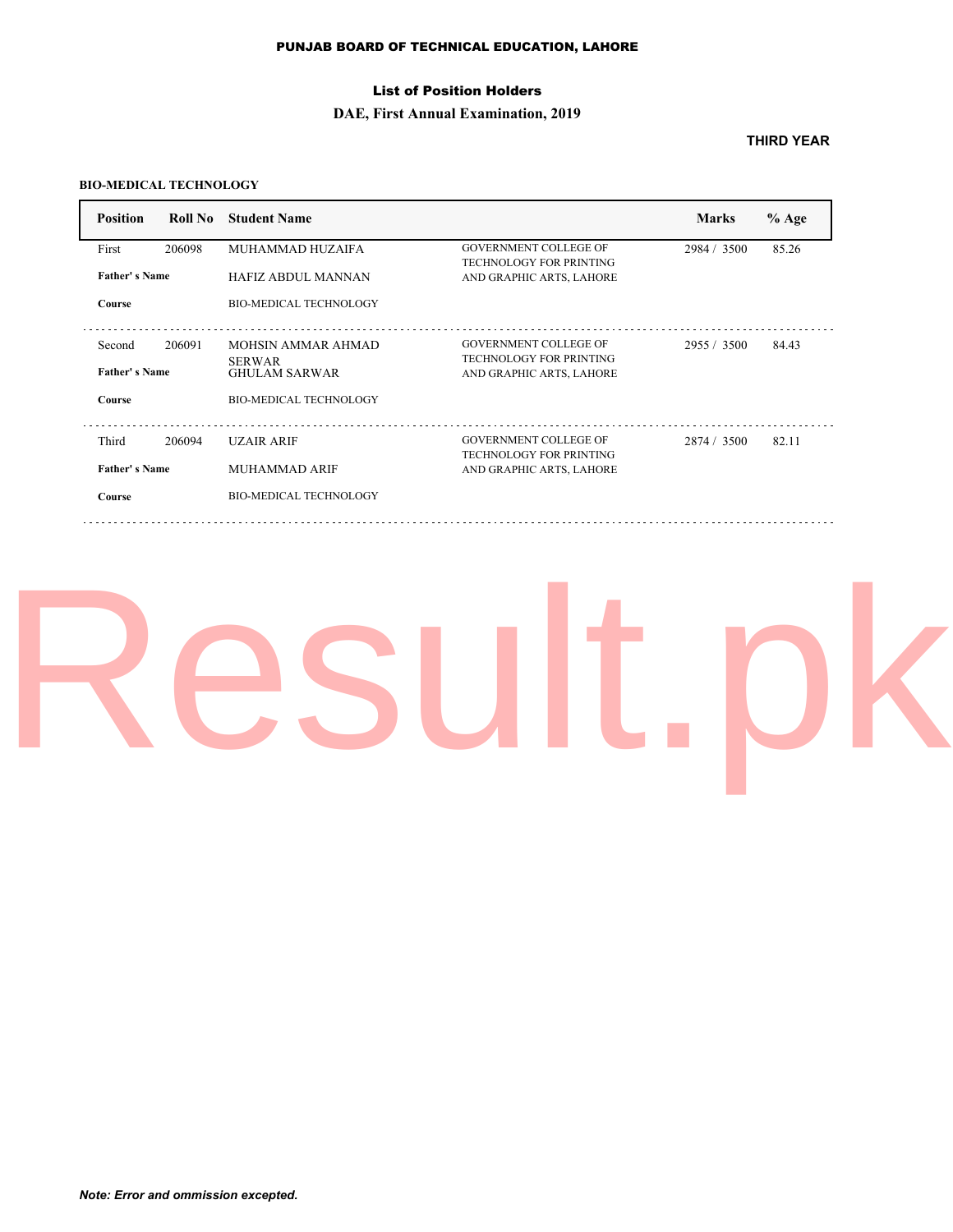PUNJAB BOARD OF TECHNICAL EDUCATION, LAHORE

## List of Position Holders

### DAE, First Annual Examination, 2019

**THIRD YEAR**

**BIO-MEDICAL TECHNOLOGY**

| Position | Roll No | Student Name | | Marks | % Age |
|---|---|---|---|---|---|
| First | 206098 | MUHAMMAD HUZAIFA | GOVERNMENT COLLEGE OF TECHNOLOGY FOR PRINTING AND GRAPHIC ARTS, LAHORE | 2984 / 3500 | 85.26 |
| **Father' s Name** | | HAFIZ ABDUL MANNAN | | | |
| **Course** | | BIO-MEDICAL TECHNOLOGY | | | |
| Second | 206091 | MOHSIN AMMAR AHMAD SERWAR | GOVERNMENT COLLEGE OF TECHNOLOGY FOR PRINTING AND GRAPHIC ARTS, LAHORE | 2955 / 3500 | 84.43 |
| **Father' s Name** | | GHULAM SARWAR | | | |
| **Course** | | BIO-MEDICAL TECHNOLOGY | | | |
| Third | 206094 | UZAIR ARIF | GOVERNMENT COLLEGE OF TECHNOLOGY FOR PRINTING AND GRAPHIC ARTS, LAHORE | 2874 / 3500 | 82.11 |
| **Father' s Name** | | MUHAMMAD ARIF | | | |
| **Course** | | BIO-MEDICAL TECHNOLOGY | | | |

Result.pk

***Note: Error and ommission excepted.***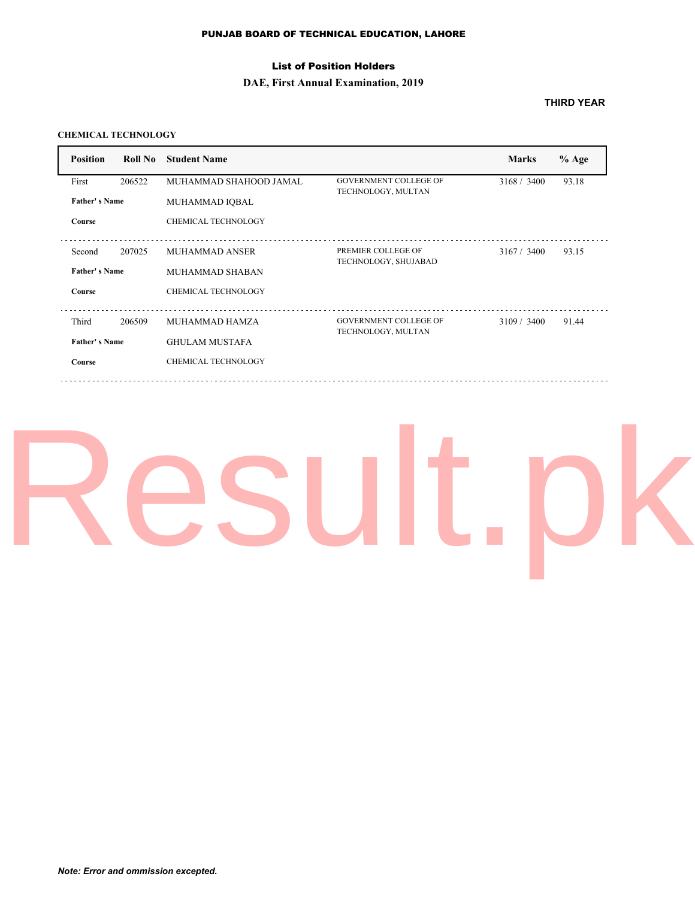PUNJAB BOARD OF TECHNICAL EDUCATION, LAHORE

**List of Position Holders**

**DAE, First Annual Examination, 2019**

**THIRD YEAR**

**CHEMICAL TECHNOLOGY**

| Position | Roll No | Student Name | | Marks | % Age |
|---|---|---|---|---|---|
| First | 206522 | MUHAMMAD SHAHOOD JAMAL | GOVERNMENT COLLEGE OF TECHNOLOGY, MULTAN | 3168 / 3400 | 93.18 |
| **Father' s Name** | | MUHAMMAD IQBAL | | | |
| **Course** | | CHEMICAL TECHNOLOGY | | | |
| Second | 207025 | MUHAMMAD ANSER | PREMIER COLLEGE OF TECHNOLOGY, SHUJABAD | 3167 / 3400 | 93.15 |
| **Father' s Name** | | MUHAMMAD SHABAN | | | |
| **Course** | | CHEMICAL TECHNOLOGY | | | |
| Third | 206509 | MUHAMMAD HAMZA | GOVERNMENT COLLEGE OF TECHNOLOGY, MULTAN | 3109 / 3400 | 91.44 |
| **Father' s Name** | | GHULAM MUSTAFA | | | |
| **Course** | | CHEMICAL TECHNOLOGY | | | |

Result.pk

***Note: Error and ommission excepted.***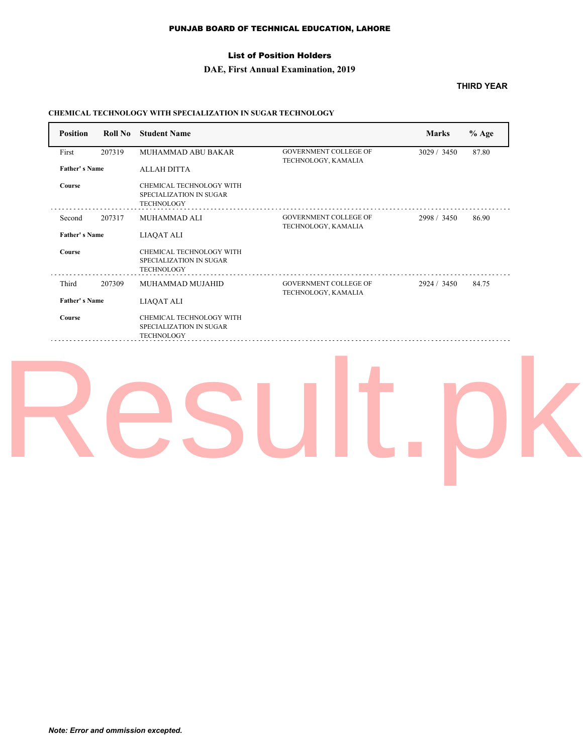**PUNJAB BOARD OF TECHNICAL EDUCATION, LAHORE**

**List of Position Holders**

**DAE, First Annual Examination, 2019**

**THIRD YEAR**

**CHEMICAL TECHNOLOGY WITH SPECIALIZATION IN SUGAR TECHNOLOGY**

| Position | Roll No | Student Name | | Marks | % Age |
|---|---|---|---|---|---|
| First | 207319 | MUHAMMAD ABU BAKAR | GOVERNMENT COLLEGE OF TECHNOLOGY, KAMALIA | 3029 / 3450 | 87.80 |
| **Father' s Name** | | ALLAH DITTA | | | |
| **Course** | | CHEMICAL TECHNOLOGY WITH SPECIALIZATION IN SUGAR TECHNOLOGY | | | |
| Second | 207317 | MUHAMMAD ALI | GOVERNMENT COLLEGE OF TECHNOLOGY, KAMALIA | 2998 / 3450 | 86.90 |
| **Father' s Name** | | LIAQAT ALI | | | |
| **Course** | | CHEMICAL TECHNOLOGY WITH SPECIALIZATION IN SUGAR TECHNOLOGY | | | |
| Third | 207309 | MUHAMMAD MUJAHID | GOVERNMENT COLLEGE OF TECHNOLOGY, KAMALIA | 2924 / 3450 | 84.75 |
| **Father' s Name** | | LIAQAT ALI | | | |
| **Course** | | CHEMICAL TECHNOLOGY WITH SPECIALIZATION IN SUGAR TECHNOLOGY | | | |

Result.pk

***Note: Error and ommission excepted.***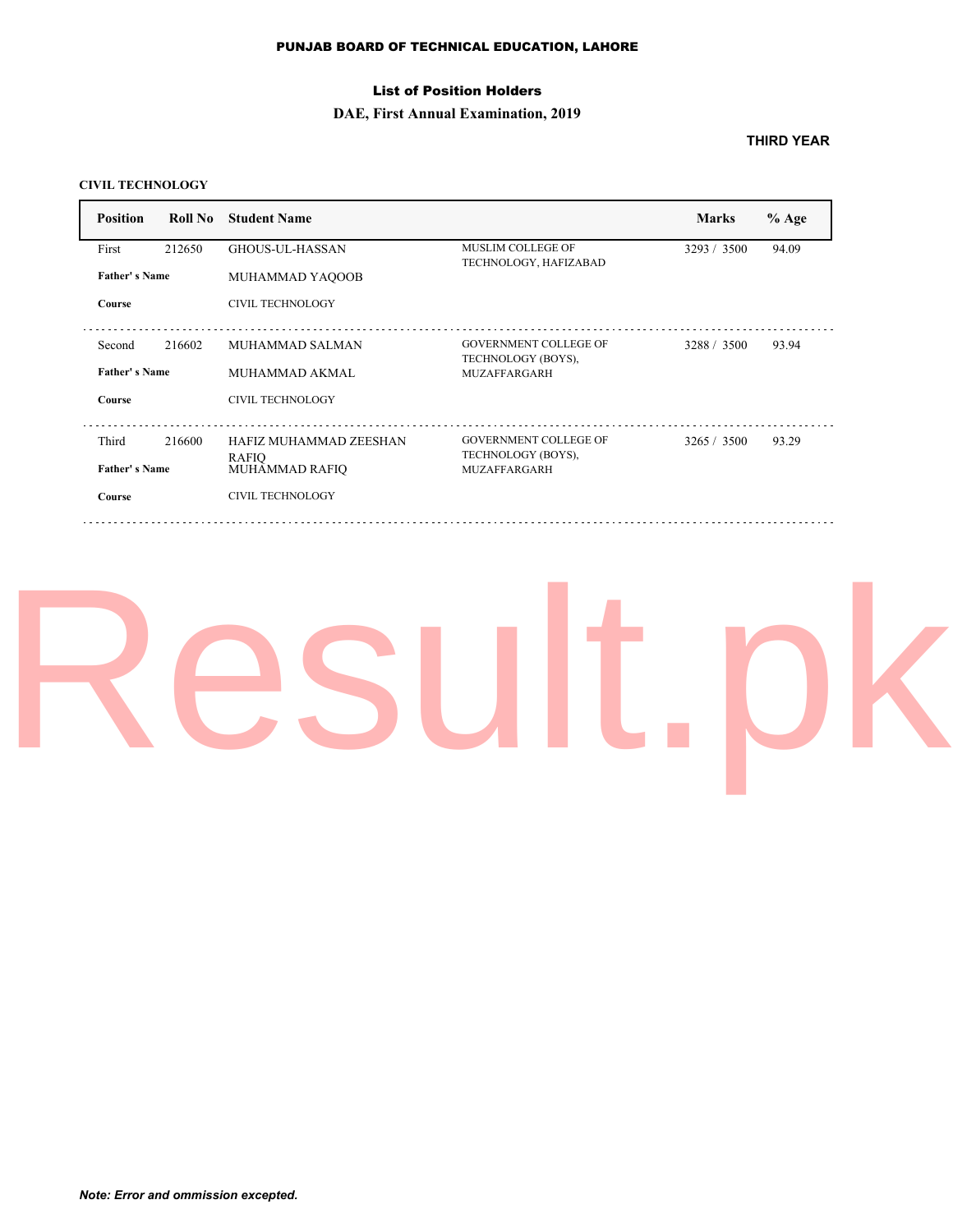PUNJAB BOARD OF TECHNICAL EDUCATION, LAHORE

## List of Position Holders

### DAE, First Annual Examination, 2019

**THIRD YEAR**

**CIVIL TECHNOLOGY**

| Position | Roll No | Student Name | | Marks | % Age |
|---|---|---|---|---|---|
| First | 212650 | GHOUS-UL-HASSAN | MUSLIM COLLEGE OF TECHNOLOGY, HAFIZABAD | 3293 / 3500 | 94.09 |
| **Father' s Name** | | MUHAMMAD YAQOOB | | | |
| **Course** | | CIVIL TECHNOLOGY | | | |
| Second | 216602 | MUHAMMAD SALMAN | GOVERNMENT COLLEGE OF TECHNOLOGY (BOYS), MUZAFFARGARH | 3288 / 3500 | 93.94 |
| **Father' s Name** | | MUHAMMAD AKMAL | | | |
| **Course** | | CIVIL TECHNOLOGY | | | |
| Third | 216600 | HAFIZ MUHAMMAD ZEESHAN RAFIQ | GOVERNMENT COLLEGE OF TECHNOLOGY (BOYS), MUZAFFARGARH | 3265 / 3500 | 93.29 |
| **Father' s Name** | | MUHAMMAD RAFIQ | | | |
| **Course** | | CIVIL TECHNOLOGY | | | |

*Note: Error and ommission excepted.*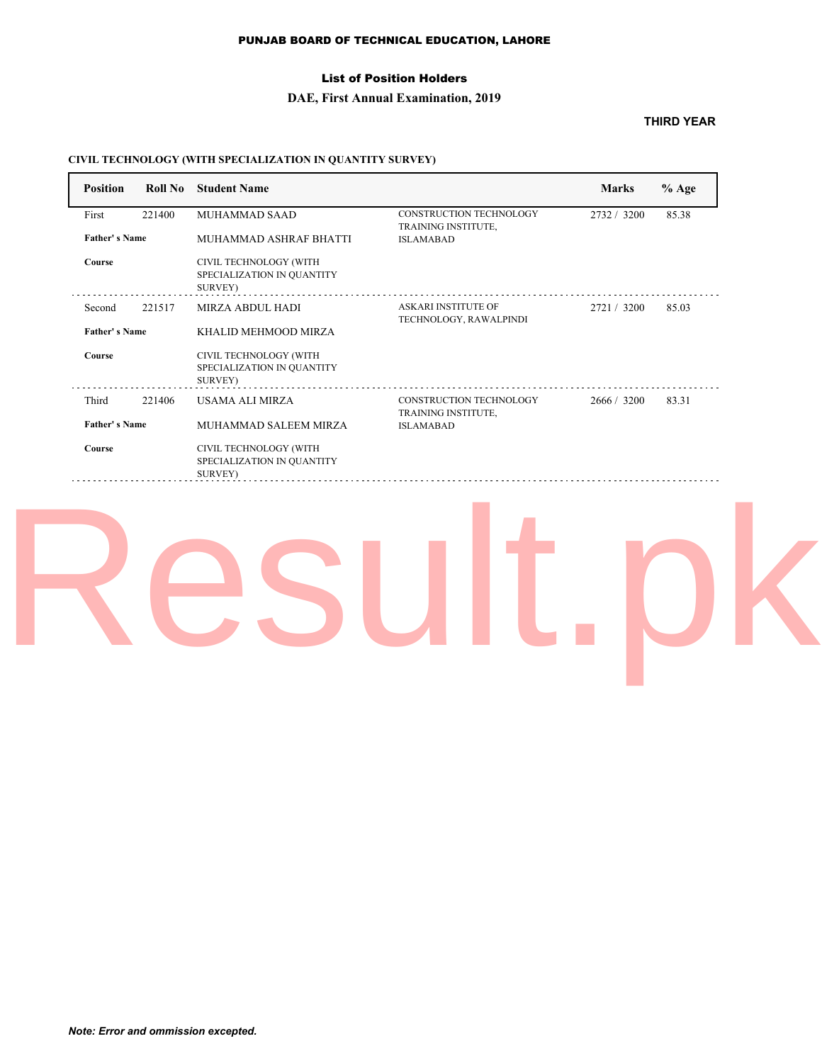PUNJAB BOARD OF TECHNICAL EDUCATION, LAHORE

## List of Position Holders

### DAE, First Annual Examination, 2019

**THIRD YEAR**

**CIVIL TECHNOLOGY (WITH SPECIALIZATION IN QUANTITY SURVEY)**

| Position | Roll No | Student Name | | Marks | % Age |
|---|---|---|---|---|---|
| First | 221400 | MUHAMMAD SAAD | CONSTRUCTION TECHNOLOGY TRAINING INSTITUTE, ISLAMABAD | 2732 / 3200 | 85.38 |
| **Father' s Name** | | MUHAMMAD ASHRAF BHATTI | | | |
| **Course** | | CIVIL TECHNOLOGY (WITH SPECIALIZATION IN QUANTITY SURVEY) | | | |
| Second | 221517 | MIRZA ABDUL HADI | ASKARI INSTITUTE OF TECHNOLOGY, RAWALPINDI | 2721 / 3200 | 85.03 |
| **Father' s Name** | | KHALID MEHMOOD MIRZA | | | |
| **Course** | | CIVIL TECHNOLOGY (WITH SPECIALIZATION IN QUANTITY SURVEY) | | | |
| Third | 221406 | USAMA ALI MIRZA | CONSTRUCTION TECHNOLOGY TRAINING INSTITUTE, ISLAMABAD | 2666 / 3200 | 83.31 |
| **Father' s Name** | | MUHAMMAD SALEEM MIRZA | | | |
| **Course** | | CIVIL TECHNOLOGY (WITH SPECIALIZATION IN QUANTITY SURVEY) | | | |

Result.pk

***Note: Error and ommission excepted.***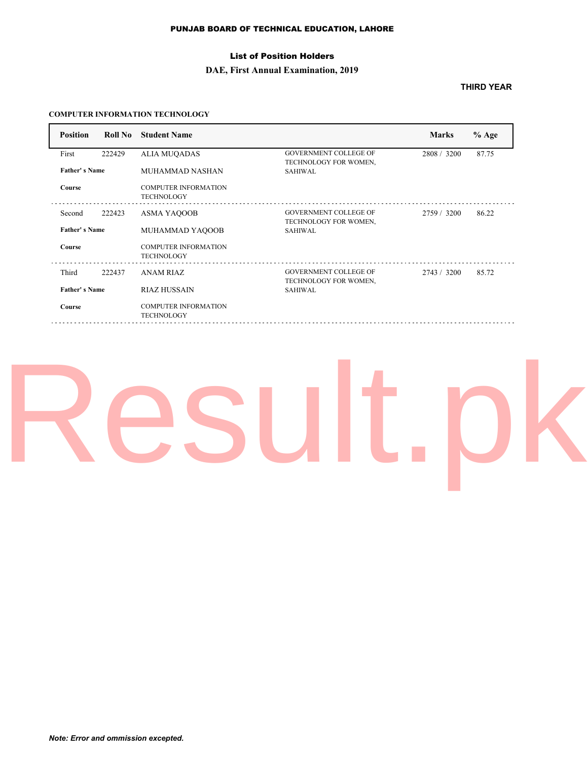PUNJAB BOARD OF TECHNICAL EDUCATION, LAHORE

## List of Position Holders

### DAE, First Annual Examination, 2019

**THIRD YEAR**

**COMPUTER INFORMATION TECHNOLOGY**

| Position | Roll No | Student Name | | Marks | % Age |
|---|---|---|---|---|---|
| First | 222429 | ALIA MUQADAS | GOVERNMENT COLLEGE OF TECHNOLOGY FOR WOMEN, SAHIWAL | 2808 / 3200 | 87.75 |
| **Father' s Name** | | MUHAMMAD NASHAN | | | |
| **Course** | | COMPUTER INFORMATION TECHNOLOGY | | | |
| Second | 222423 | ASMA YAQOOB | GOVERNMENT COLLEGE OF TECHNOLOGY FOR WOMEN, SAHIWAL | 2759 / 3200 | 86.22 |
| **Father' s Name** | | MUHAMMAD YAQOOB | | | |
| **Course** | | COMPUTER INFORMATION TECHNOLOGY | | | |
| Third | 222437 | ANAM RIAZ | GOVERNMENT COLLEGE OF TECHNOLOGY FOR WOMEN, SAHIWAL | 2743 / 3200 | 85.72 |
| **Father' s Name** | | RIAZ HUSSAIN | | | |
| **Course** | | COMPUTER INFORMATION TECHNOLOGY | | | |

***Note: Error and ommission excepted.***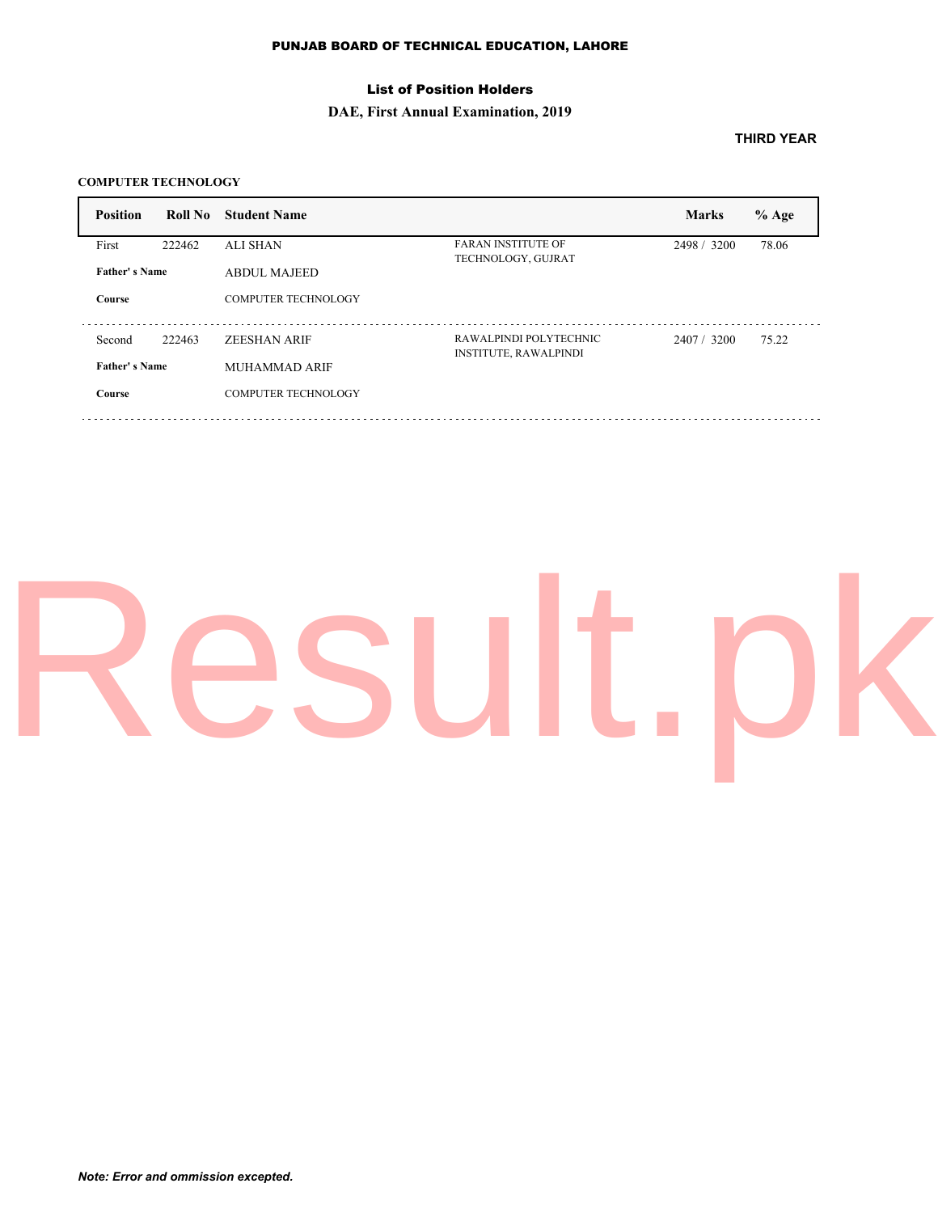# PUNJAB BOARD OF TECHNICAL EDUCATION, LAHORE

## List of Position Holders

## DAE, First Annual Examination, 2019

**THIRD YEAR**

**COMPUTER TECHNOLOGY**

| Position | Roll No | Student Name | | Marks | % Age |
|---|---|---|---|---|---|
| First | 222462 | ALI SHAN | FARAN INSTITUTE OF TECHNOLOGY, GUJRAT | 2498 / 3200 | 78.06 |
| **Father' s Name** | | ABDUL MAJEED | | | |
| **Course** | | COMPUTER TECHNOLOGY | | | |
| Second | 222463 | ZEESHAN ARIF | RAWALPINDI POLYTECHNIC INSTITUTE, RAWALPINDI | 2407 / 3200 | 75.22 |
| **Father' s Name** | | MUHAMMAD ARIF | | | |
| **Course** | | COMPUTER TECHNOLOGY | | | |

***Note: Error and ommission excepted.***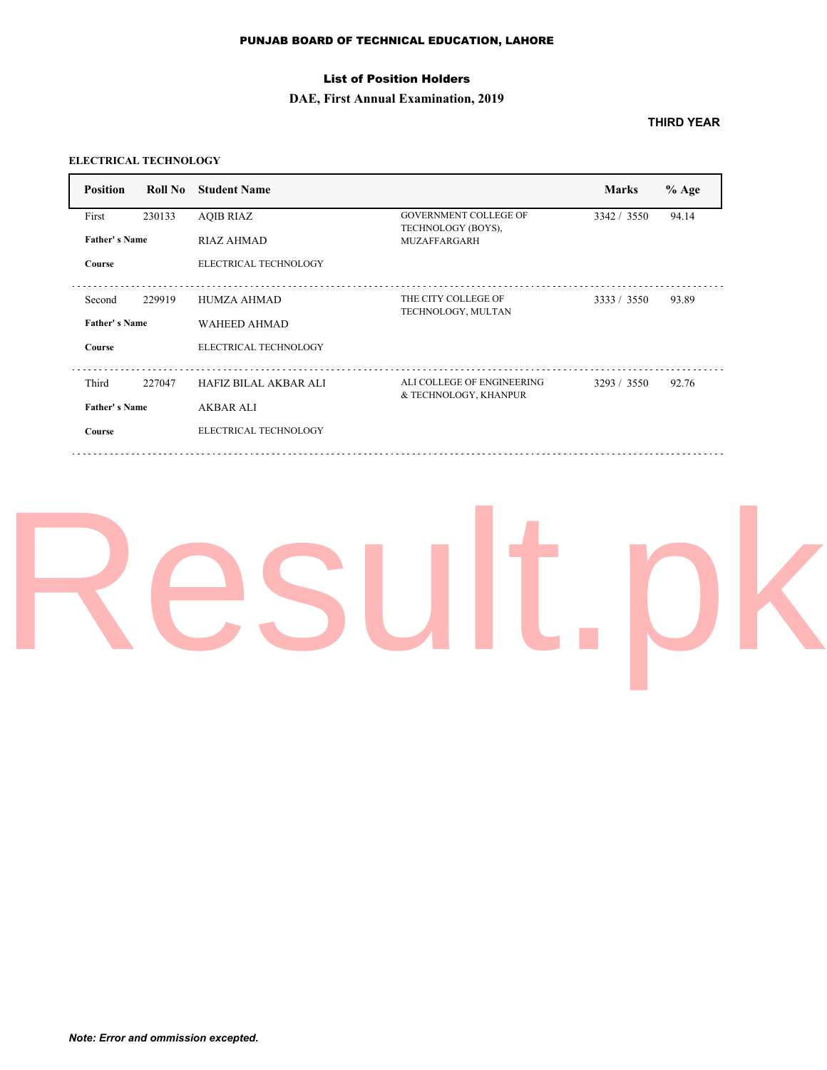PUNJAB BOARD OF TECHNICAL EDUCATION, LAHORE

**List of Position Holders**

**DAE, First Annual Examination, 2019**

**THIRD YEAR**

**ELECTRICAL TECHNOLOGY**

| Position | Roll No | Student Name | | Marks | % Age |
|---|---|---|---|---|---|
| First | 230133 | AQIB RIAZ | GOVERNMENT COLLEGE OF TECHNOLOGY (BOYS), MUZAFFARGARH | 3342 / 3550 | 94.14 |
| **Father' s Name** | | RIAZ AHMAD | | | |
| **Course** | | ELECTRICAL TECHNOLOGY | | | |
| Second | 229919 | HUMZA AHMAD | THE CITY COLLEGE OF TECHNOLOGY, MULTAN | 3333 / 3550 | 93.89 |
| **Father' s Name** | | WAHEED AHMAD | | | |
| **Course** | | ELECTRICAL TECHNOLOGY | | | |
| Third | 227047 | HAFIZ BILAL AKBAR ALI | ALI COLLEGE OF ENGINEERING & TECHNOLOGY, KHANPUR | 3293 / 3550 | 92.76 |
| **Father' s Name** | | AKBAR ALI | | | |
| **Course** | | ELECTRICAL TECHNOLOGY | | | |

Result.pk

***Note: Error and ommission excepted.***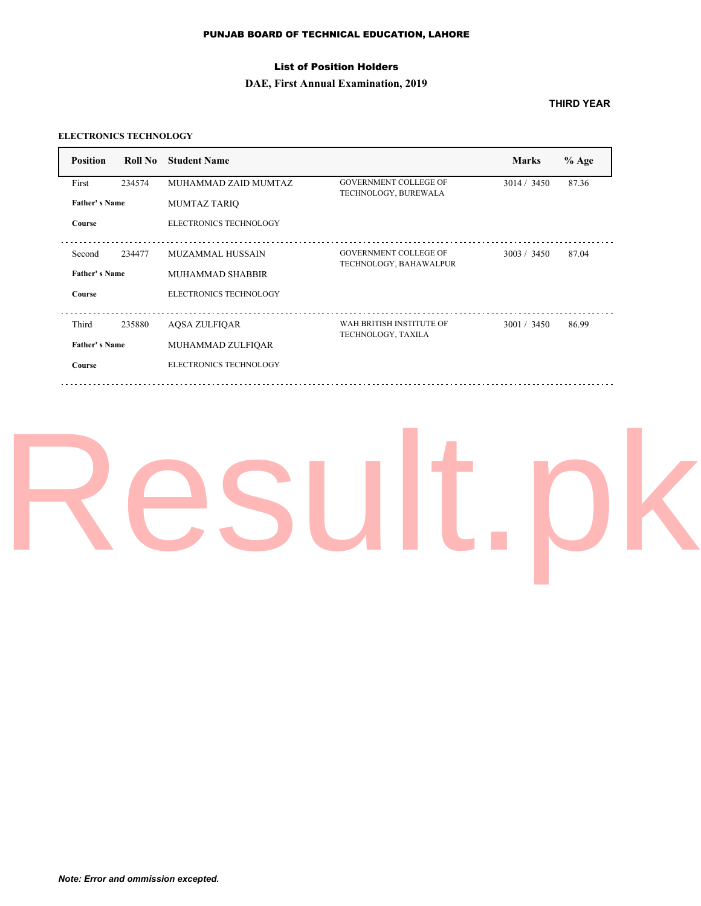# PUNJAB BOARD OF TECHNICAL EDUCATION, LAHORE

## List of Position Holders

## DAE, First Annual Examination, 2019

**THIRD YEAR**

**ELECTRONICS TECHNOLOGY**

| Position | Roll No | Student Name | | Marks | % Age |
|---|---|---|---|---|---|
| First | 234574 | MUHAMMAD ZAID MUMTAZ | GOVERNMENT COLLEGE OF TECHNOLOGY, BUREWALA | 3014 / 3450 | 87.36 |
| **Father' s Name** | | MUMTAZ TARIQ | | | |
| **Course** | | ELECTRONICS TECHNOLOGY | | | |
| Second | 234477 | MUZAMMAL HUSSAIN | GOVERNMENT COLLEGE OF TECHNOLOGY, BAHAWALPUR | 3003 / 3450 | 87.04 |
| **Father' s Name** | | MUHAMMAD SHABBIR | | | |
| **Course** | | ELECTRONICS TECHNOLOGY | | | |
| Third | 235880 | AQSA ZULFIQAR | WAH BRITISH INSTITUTE OF TECHNOLOGY, TAXILA | 3001 / 3450 | 86.99 |
| **Father' s Name** | | MUHAMMAD ZULFIQAR | | | |
| **Course** | | ELECTRONICS TECHNOLOGY | | | |

Result.pk

***Note: Error and ommission excepted.***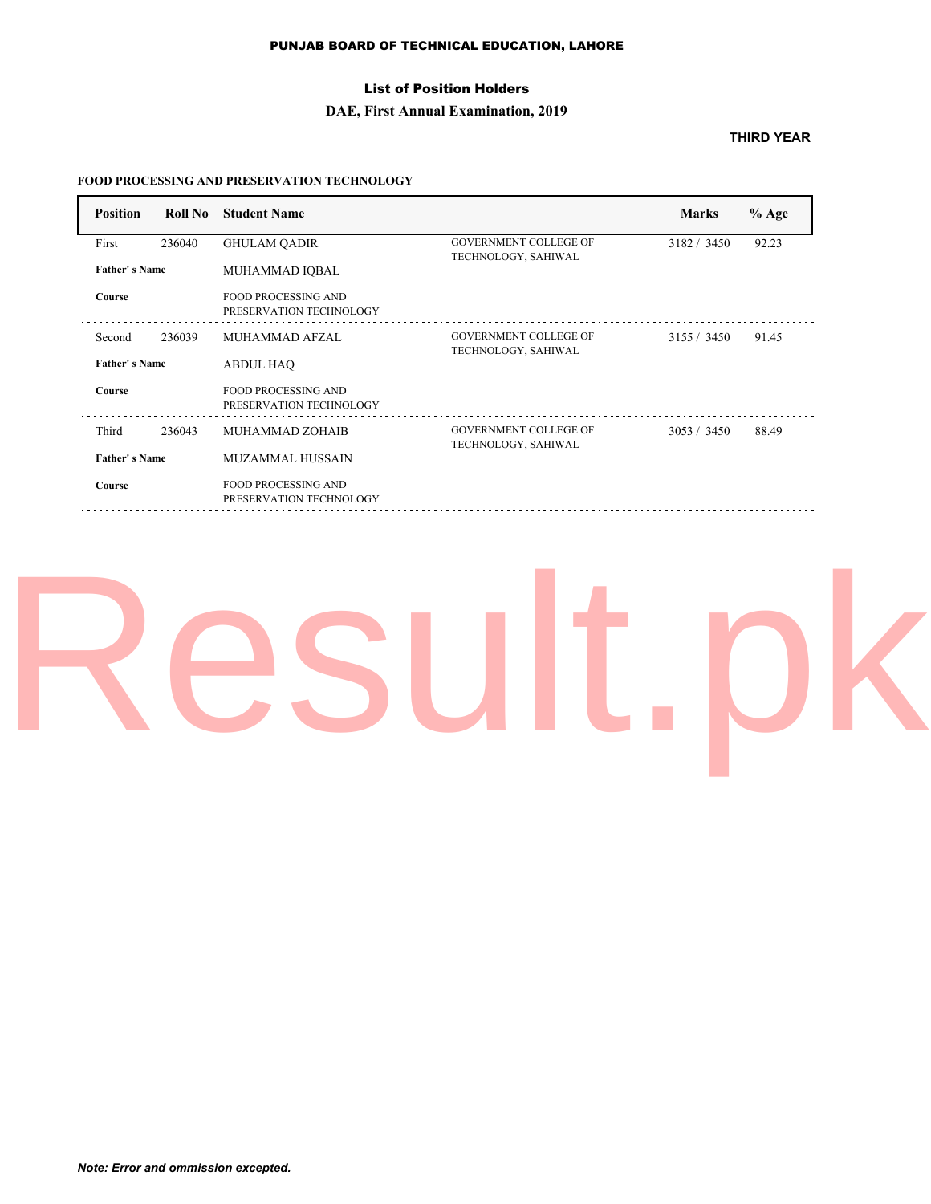PUNJAB BOARD OF TECHNICAL EDUCATION, LAHORE

## List of Position Holders

### DAE, First Annual Examination, 2019

**THIRD YEAR**

**FOOD PROCESSING AND PRESERVATION TECHNOLOGY**

| Position | Roll No | Student Name | | Marks | % Age |
|---|---|---|---|---|---|
| First | 236040 | GHULAM QADIR | GOVERNMENT COLLEGE OF TECHNOLOGY, SAHIWAL | 3182 / 3450 | 92.23 |
| **Father' s Name** | | MUHAMMAD IQBAL | | | |
| **Course** | | FOOD PROCESSING AND PRESERVATION TECHNOLOGY | | | |
| Second | 236039 | MUHAMMAD AFZAL | GOVERNMENT COLLEGE OF TECHNOLOGY, SAHIWAL | 3155 / 3450 | 91.45 |
| **Father' s Name** | | ABDUL HAQ | | | |
| **Course** | | FOOD PROCESSING AND PRESERVATION TECHNOLOGY | | | |
| Third | 236043 | MUHAMMAD ZOHAIB | GOVERNMENT COLLEGE OF TECHNOLOGY, SAHIWAL | 3053 / 3450 | 88.49 |
| **Father' s Name** | | MUZAMMAL HUSSAIN | | | |
| **Course** | | FOOD PROCESSING AND PRESERVATION TECHNOLOGY | | | |

*Note: Error and ommission excepted.*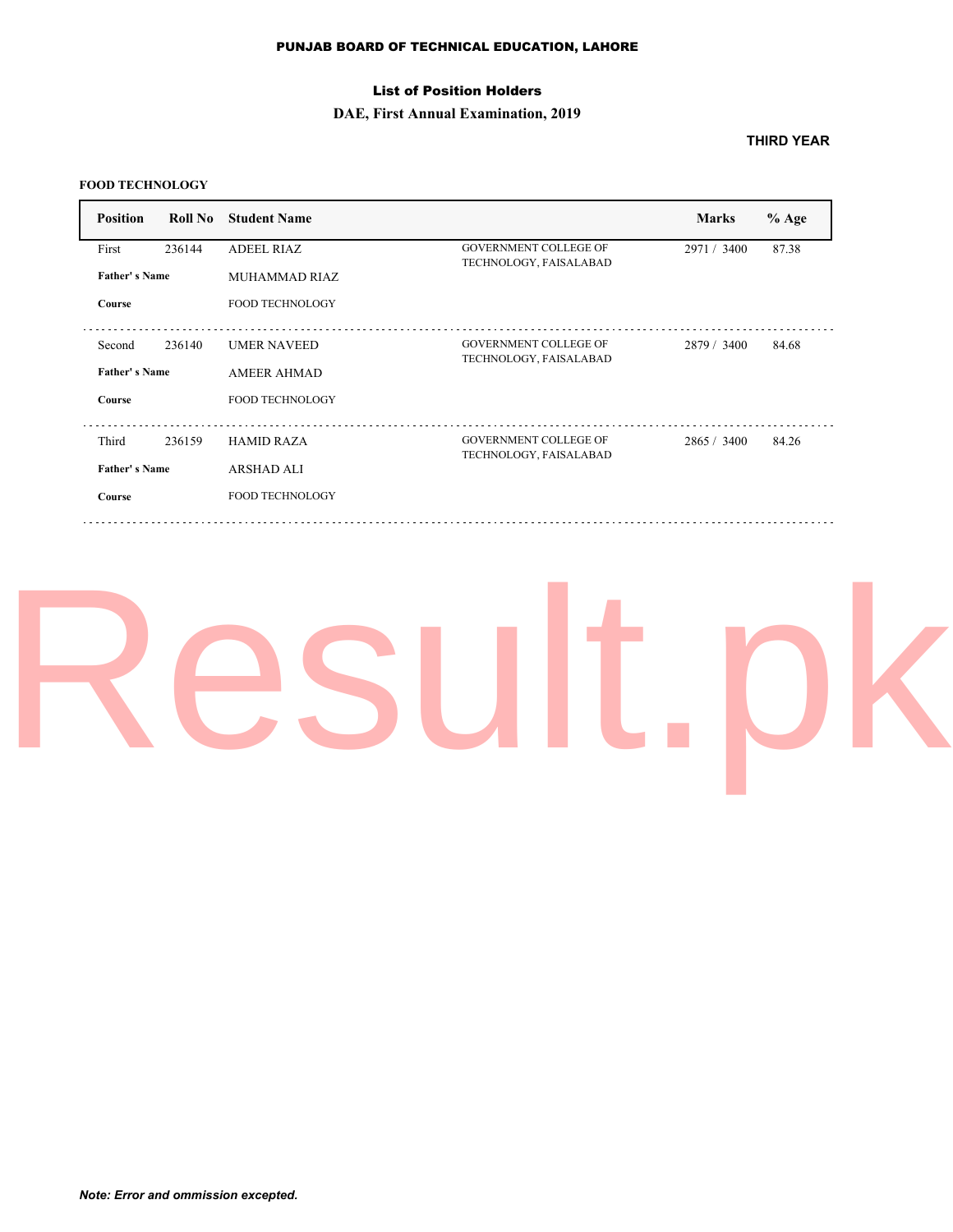PUNJAB BOARD OF TECHNICAL EDUCATION, LAHORE

## List of Position Holders

### DAE, First Annual Examination, 2019

**THIRD YEAR**

**FOOD TECHNOLOGY**

| Position | Roll No | Student Name | | Marks | % Age |
|---|---|---|---|---|---|
| First | 236144 | ADEEL RIAZ | GOVERNMENT COLLEGE OF TECHNOLOGY, FAISALABAD | 2971 / 3400 | 87.38 |
| **Father' s Name** | | MUHAMMAD RIAZ | | | |
| **Course** | | FOOD TECHNOLOGY | | | |
| Second | 236140 | UMER NAVEED | GOVERNMENT COLLEGE OF TECHNOLOGY, FAISALABAD | 2879 / 3400 | 84.68 |
| **Father' s Name** | | AMEER AHMAD | | | |
| **Course** | | FOOD TECHNOLOGY | | | |
| Third | 236159 | HAMID RAZA | GOVERNMENT COLLEGE OF TECHNOLOGY, FAISALABAD | 2865 / 3400 | 84.26 |
| **Father' s Name** | | ARSHAD ALI | | | |
| **Course** | | FOOD TECHNOLOGY | | | |

Result.pk

***Note: Error and ommission excepted.***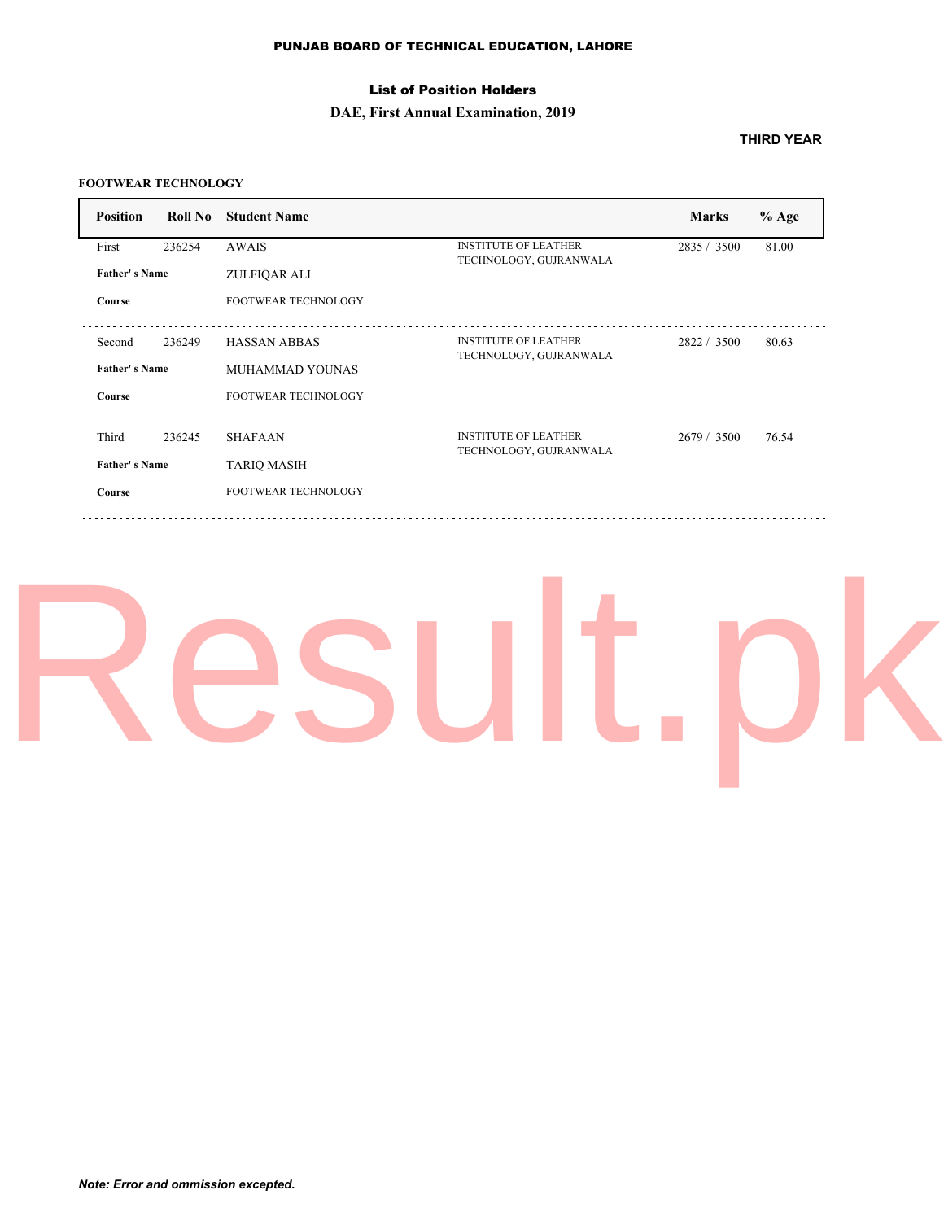PUNJAB BOARD OF TECHNICAL EDUCATION, LAHORE

# List of Position Holders

## DAE, First Annual Examination, 2019

**THIRD YEAR**

**FOOTWEAR TECHNOLOGY**

| Position | Roll No | Student Name | | Marks | % Age |
|---|---|---|---|---|---|
| First | 236254 | AWAIS | INSTITUTE OF LEATHER TECHNOLOGY, GUJRANWALA | 2835 / 3500 | 81.00 |
| **Father' s Name** | | ZULFIQAR ALI | | | |
| **Course** | | FOOTWEAR TECHNOLOGY | | | |
| Second | 236249 | HASSAN ABBAS | INSTITUTE OF LEATHER TECHNOLOGY, GUJRANWALA | 2822 / 3500 | 80.63 |
| **Father' s Name** | | MUHAMMAD YOUNAS | | | |
| **Course** | | FOOTWEAR TECHNOLOGY | | | |
| Third | 236245 | SHAFAAN | INSTITUTE OF LEATHER TECHNOLOGY, GUJRANWALA | 2679 / 3500 | 76.54 |
| **Father' s Name** | | TARIQ MASIH | | | |
| **Course** | | FOOTWEAR TECHNOLOGY | | | |

Result.pk

***Note: Error and ommission excepted.***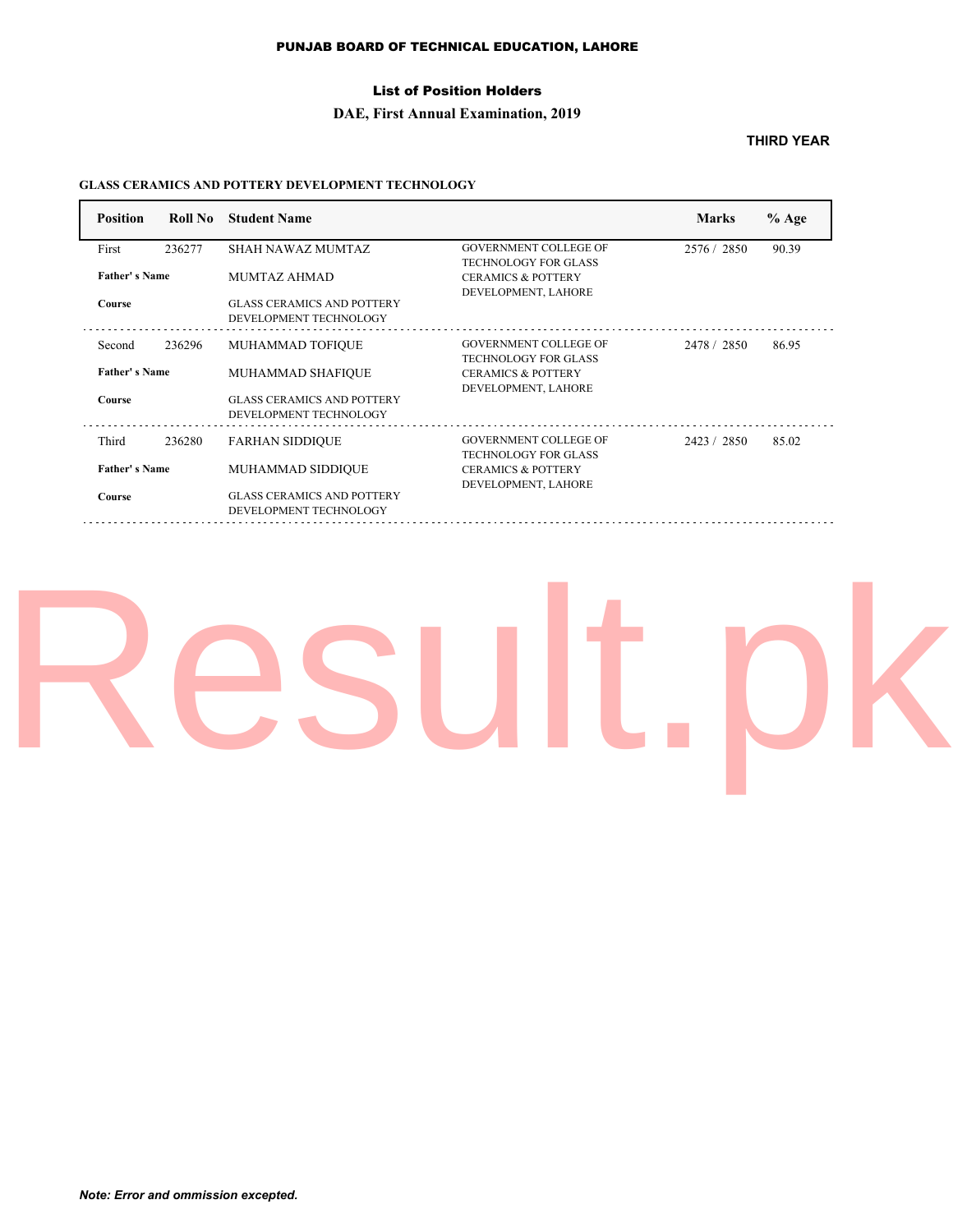PUNJAB BOARD OF TECHNICAL EDUCATION, LAHORE

## List of Position Holders

### DAE, First Annual Examination, 2019

**THIRD YEAR**

**GLASS CERAMICS AND POTTERY DEVELOPMENT TECHNOLOGY**

| Position | Roll No | Student Name | | Marks | % Age |
|---|---|---|---|---|---|
| First | 236277 | SHAH NAWAZ MUMTAZ | GOVERNMENT COLLEGE OF TECHNOLOGY FOR GLASS CERAMICS & POTTERY DEVELOPMENT, LAHORE | 2576 / 2850 | 90.39 |
| **Father' s Name** | | MUMTAZ AHMAD | | | |
| **Course** | | GLASS CERAMICS AND POTTERY DEVELOPMENT TECHNOLOGY | | | |
| Second | 236296 | MUHAMMAD TOFIQUE | GOVERNMENT COLLEGE OF TECHNOLOGY FOR GLASS CERAMICS & POTTERY DEVELOPMENT, LAHORE | 2478 / 2850 | 86.95 |
| **Father' s Name** | | MUHAMMAD SHAFIQUE | | | |
| **Course** | | GLASS CERAMICS AND POTTERY DEVELOPMENT TECHNOLOGY | | | |
| Third | 236280 | FARHAN SIDDIQUE | GOVERNMENT COLLEGE OF TECHNOLOGY FOR GLASS CERAMICS & POTTERY DEVELOPMENT, LAHORE | 2423 / 2850 | 85.02 |
| **Father' s Name** | | MUHAMMAD SIDDIQUE | | | |
| **Course** | | GLASS CERAMICS AND POTTERY DEVELOPMENT TECHNOLOGY | | | |

***Note: Error and ommission excepted.***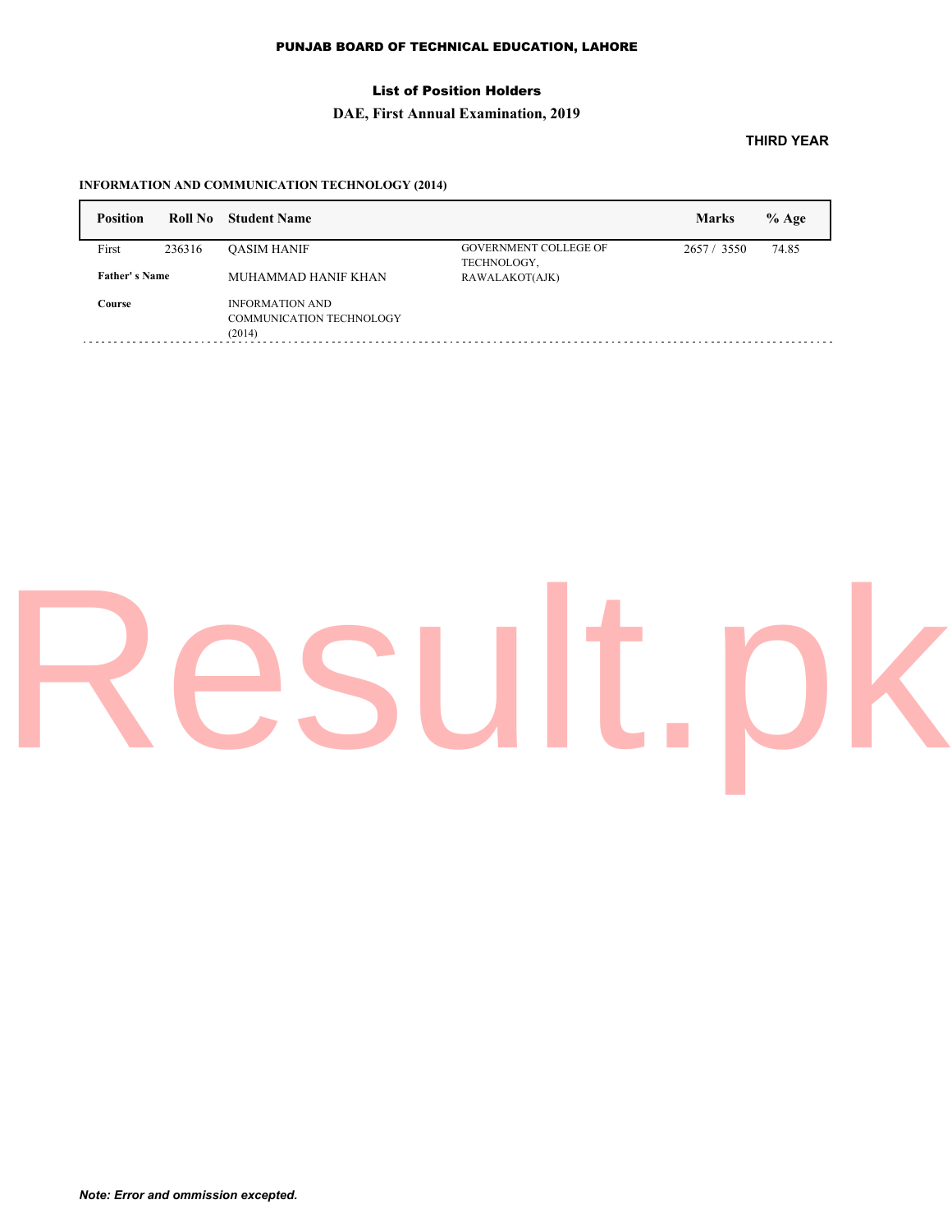PUNJAB BOARD OF TECHNICAL EDUCATION, LAHORE

## List of Position Holders

### DAE, First Annual Examination, 2019

**THIRD YEAR**

**INFORMATION AND COMMUNICATION TECHNOLOGY (2014)**

| Position | Roll No | Student Name | | Marks | % Age |
|---|---|---|---|---|---|
| First | 236316 | QASIM HANIF | GOVERNMENT COLLEGE OF TECHNOLOGY, RAWALAKOT(AJK) | 2657 / 3550 | 74.85 |
| **Father' s Name** | | MUHAMMAD HANIF KHAN | | | |
| **Course** | | INFORMATION AND COMMUNICATION TECHNOLOGY (2014) | | | |

Result.pk

***Note: Error and ommission excepted.***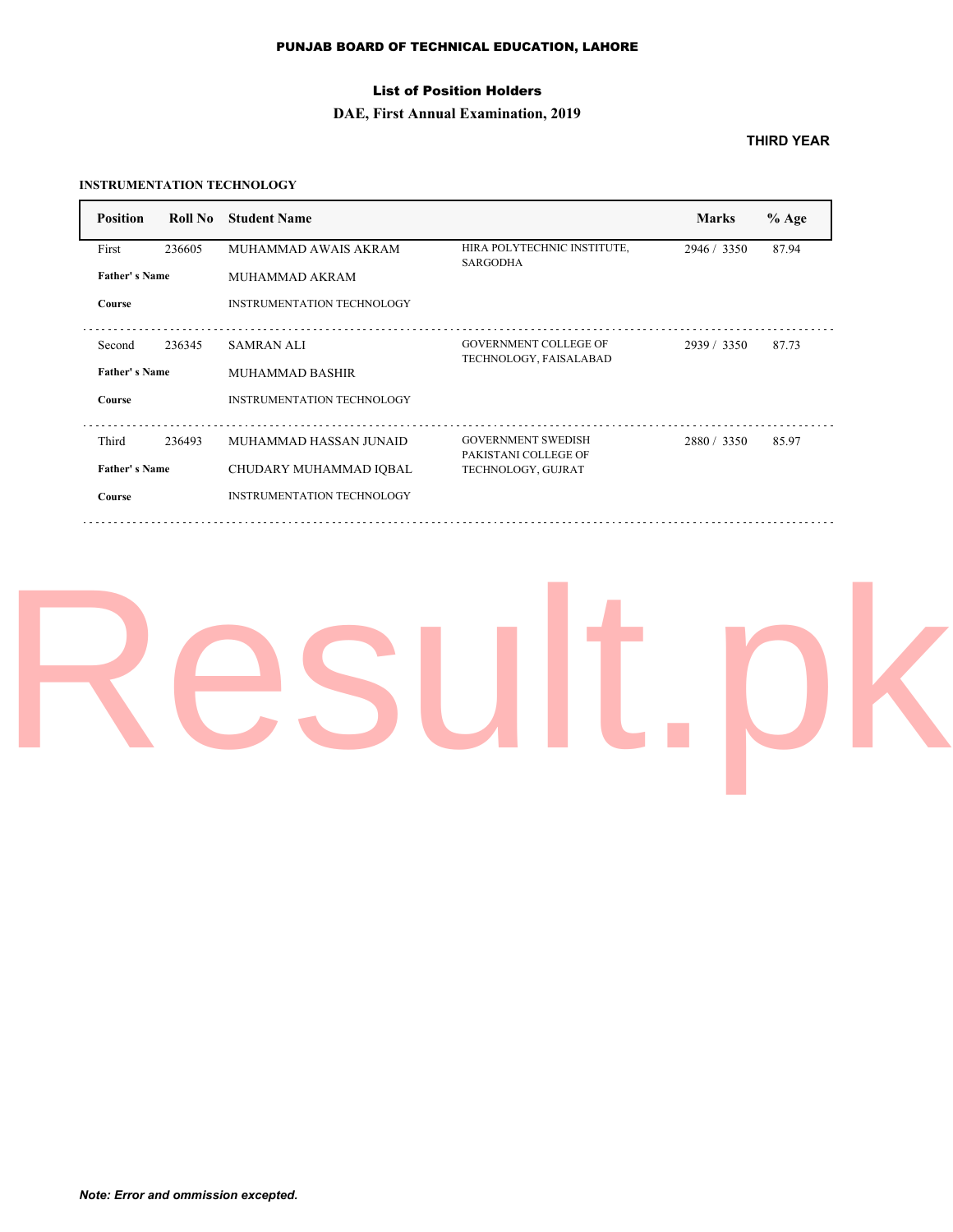PUNJAB BOARD OF TECHNICAL EDUCATION, LAHORE

## List of Position Holders

### DAE, First Annual Examination, 2019

**THIRD YEAR**

**INSTRUMENTATION TECHNOLOGY**

| Position | Roll No | Student Name | | Marks | % Age |
|---|---|---|---|---|---|
| First | 236605 | MUHAMMAD AWAIS AKRAM | HIRA POLYTECHNIC INSTITUTE, SARGODHA | 2946 / 3350 | 87.94 |
| **Father' s Name** | | MUHAMMAD AKRAM | | | |
| **Course** | | INSTRUMENTATION TECHNOLOGY | | | |
| Second | 236345 | SAMRAN ALI | GOVERNMENT COLLEGE OF TECHNOLOGY, FAISALABAD | 2939 / 3350 | 87.73 |
| **Father' s Name** | | MUHAMMAD BASHIR | | | |
| **Course** | | INSTRUMENTATION TECHNOLOGY | | | |
| Third | 236493 | MUHAMMAD HASSAN JUNAID | GOVERNMENT SWEDISH PAKISTANI COLLEGE OF TECHNOLOGY, GUJRAT | 2880 / 3350 | 85.97 |
| **Father' s Name** | | CHUDARY MUHAMMAD IQBAL | | | |
| **Course** | | INSTRUMENTATION TECHNOLOGY | | | |

*Note: Error and ommission excepted.*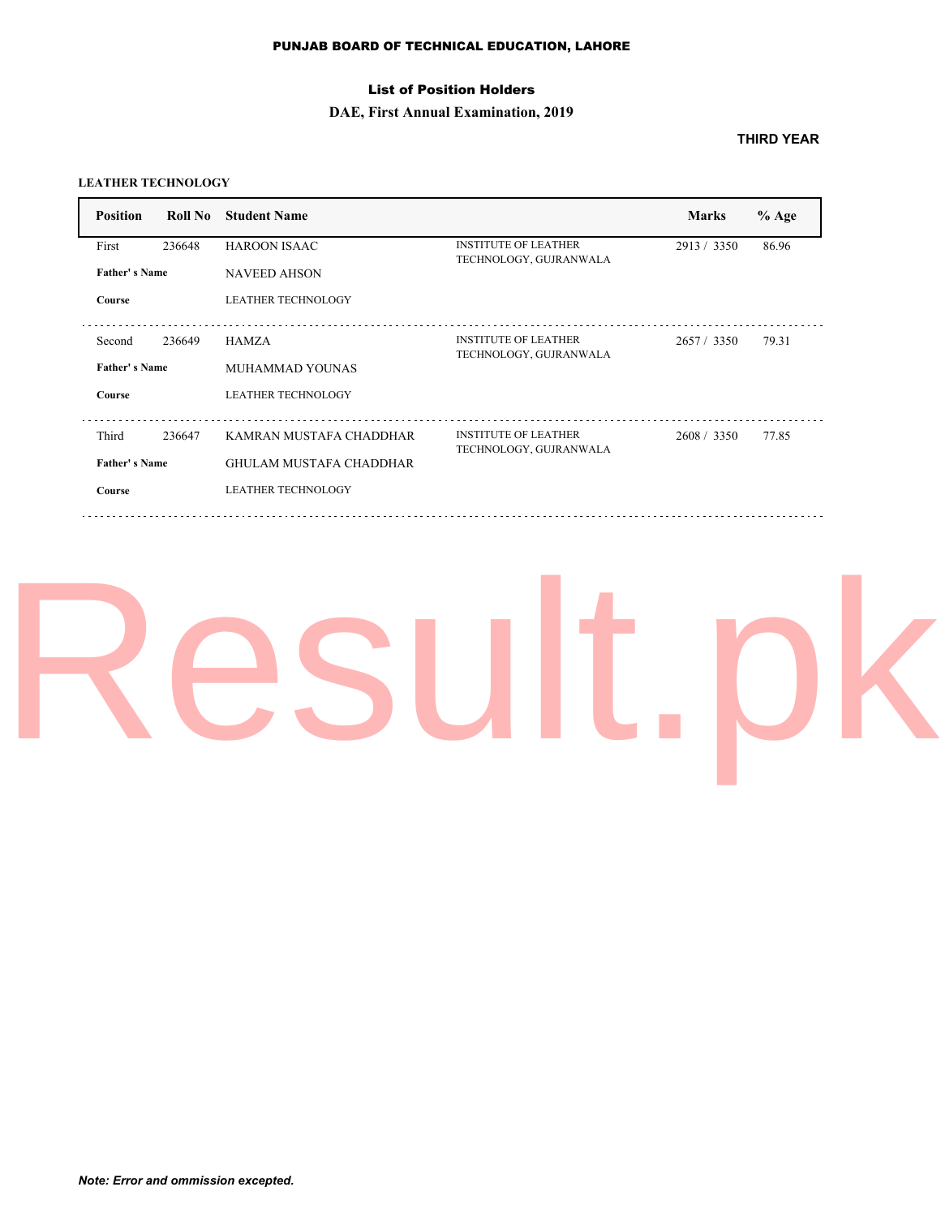PUNJAB BOARD OF TECHNICAL EDUCATION, LAHORE

## List of Position Holders

### DAE, First Annual Examination, 2019

**THIRD YEAR**

**LEATHER TECHNOLOGY**

| Position | Roll No | Student Name | | Marks | % Age |
|---|---|---|---|---|---|
| First | 236648 | HAROON ISAAC | INSTITUTE OF LEATHER TECHNOLOGY, GUJRANWALA | 2913 / 3350 | 86.96 |
| **Father' s Name** | | NAVEED AHSON | | | |
| **Course** | | LEATHER TECHNOLOGY | | | |
| Second | 236649 | HAMZA | INSTITUTE OF LEATHER TECHNOLOGY, GUJRANWALA | 2657 / 3350 | 79.31 |
| **Father' s Name** | | MUHAMMAD YOUNAS | | | |
| **Course** | | LEATHER TECHNOLOGY | | | |
| Third | 236647 | KAMRAN MUSTAFA CHADDHAR | INSTITUTE OF LEATHER TECHNOLOGY, GUJRANWALA | 2608 / 3350 | 77.85 |
| **Father' s Name** | | GHULAM MUSTAFA CHADDHAR | | | |
| **Course** | | LEATHER TECHNOLOGY | | | |

Result.pk

***Note: Error and ommission excepted.***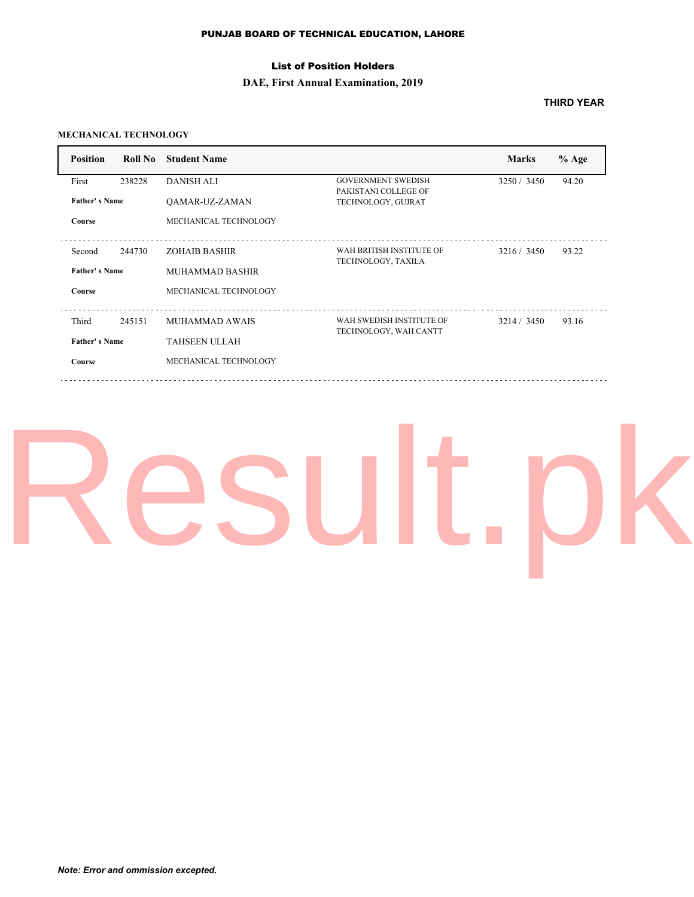PUNJAB BOARD OF TECHNICAL EDUCATION, LAHORE

## List of Position Holders

### DAE, First Annual Examination, 2019

**THIRD YEAR**

**MECHANICAL TECHNOLOGY**

| Position | Roll No | Student Name | | Marks | % Age |
|---|---|---|---|---|---|
| First | 238228 | DANISH ALI | GOVERNMENT SWEDISH PAKISTANI COLLEGE OF TECHNOLOGY, GUJRAT | 3250 / 3450 | 94.20 |
| **Father' s Name** | | QAMAR-UZ-ZAMAN | | | |
| **Course** | | MECHANICAL TECHNOLOGY | | | |
| Second | 244730 | ZOHAIB BASHIR | WAH BRITISH INSTITUTE OF TECHNOLOGY, TAXILA | 3216 / 3450 | 93.22 |
| **Father' s Name** | | MUHAMMAD BASHIR | | | |
| **Course** | | MECHANICAL TECHNOLOGY | | | |
| Third | 245151 | MUHAMMAD AWAIS | WAH SWEDISH INSTITUTE OF TECHNOLOGY, WAH CANTT | 3214 / 3450 | 93.16 |
| **Father' s Name** | | TAHSEEN ULLAH | | | |
| **Course** | | MECHANICAL TECHNOLOGY | | | |

Result.pk

***Note: Error and ommission excepted.***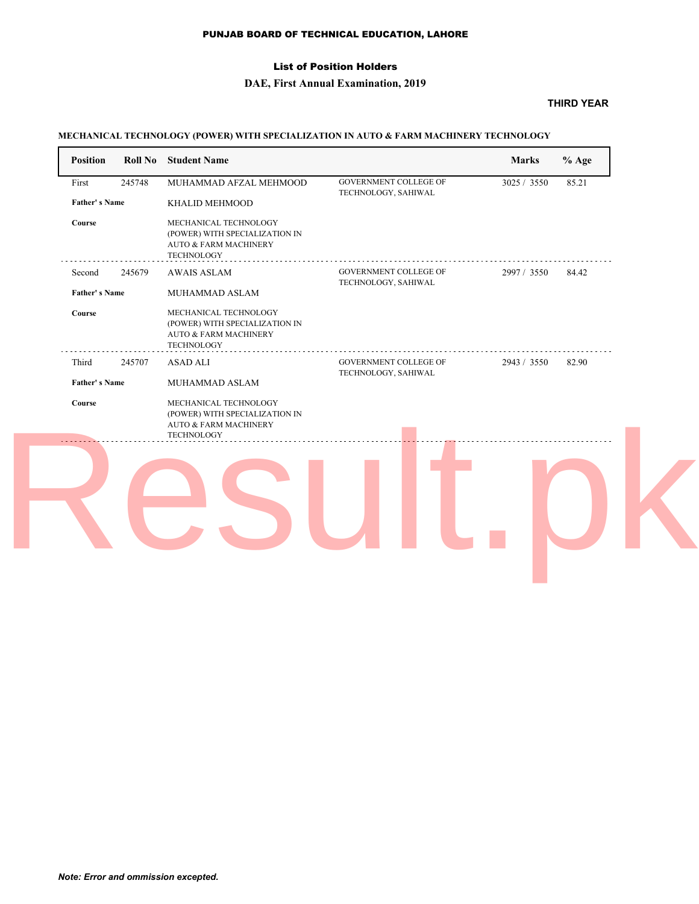PUNJAB BOARD OF TECHNICAL EDUCATION, LAHORE

**List of Position Holders**

**DAE, First Annual Examination, 2019**

**THIRD YEAR**

**MECHANICAL TECHNOLOGY (POWER) WITH SPECIALIZATION IN AUTO & FARM MACHINERY TECHNOLOGY**

| Position | Roll No | Student Name | | Marks | % Age |
|---|---|---|---|---|---|
| First | 245748 | MUHAMMAD AFZAL MEHMOOD | GOVERNMENT COLLEGE OF TECHNOLOGY, SAHIWAL | 3025 / 3550 | 85.21 |
| **Father' s Name** | | KHALID MEHMOOD | | | |
| **Course** | | MECHANICAL TECHNOLOGY (POWER) WITH SPECIALIZATION IN AUTO & FARM MACHINERY TECHNOLOGY | | | |
| Second | 245679 | AWAIS ASLAM | GOVERNMENT COLLEGE OF TECHNOLOGY, SAHIWAL | 2997 / 3550 | 84.42 |
| **Father' s Name** | | MUHAMMAD ASLAM | | | |
| **Course** | | MECHANICAL TECHNOLOGY (POWER) WITH SPECIALIZATION IN AUTO & FARM MACHINERY TECHNOLOGY | | | |
| Third | 245707 | ASAD ALI | GOVERNMENT COLLEGE OF TECHNOLOGY, SAHIWAL | 2943 / 3550 | 82.90 |
| **Father' s Name** | | MUHAMMAD ASLAM | | | |
| **Course** | | MECHANICAL TECHNOLOGY (POWER) WITH SPECIALIZATION IN AUTO & FARM MACHINERY TECHNOLOGY | | | |

*Note: Error and ommission excepted.*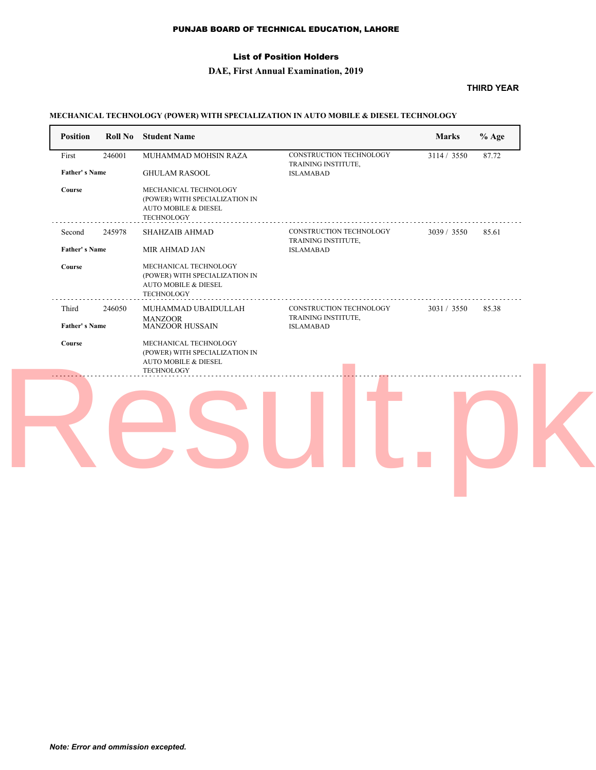PUNJAB BOARD OF TECHNICAL EDUCATION, LAHORE

## List of Position Holders

### DAE, First Annual Examination, 2019

**THIRD YEAR**

**MECHANICAL TECHNOLOGY (POWER) WITH SPECIALIZATION IN AUTO MOBILE & DIESEL TECHNOLOGY**

| Position | Roll No | Student Name | | Marks | % Age |
|---|---|---|---|---|---|
| First | 246001 | MUHAMMAD MOHSIN RAZA | CONSTRUCTION TECHNOLOGY TRAINING INSTITUTE, ISLAMABAD | 3114 / 3550 | 87.72 |
| **Father' s Name** | | GHULAM RASOOL | | | |
| **Course** | | MECHANICAL TECHNOLOGY (POWER) WITH SPECIALIZATION IN AUTO MOBILE & DIESEL TECHNOLOGY | | | |
| Second | 245978 | SHAHZAIB AHMAD | CONSTRUCTION TECHNOLOGY TRAINING INSTITUTE, ISLAMABAD | 3039 / 3550 | 85.61 |
| **Father' s Name** | | MIR AHMAD JAN | | | |
| **Course** | | MECHANICAL TECHNOLOGY (POWER) WITH SPECIALIZATION IN AUTO MOBILE & DIESEL TECHNOLOGY | | | |
| Third | 246050 | MUHAMMAD UBAIDULLAH MANZOOR | CONSTRUCTION TECHNOLOGY TRAINING INSTITUTE, ISLAMABAD | 3031 / 3550 | 85.38 |
| **Father' s Name** | | MANZOOR HUSSAIN | | | |
| **Course** | | MECHANICAL TECHNOLOGY (POWER) WITH SPECIALIZATION IN AUTO MOBILE & DIESEL TECHNOLOGY | | | |

***Note: Error and ommission excepted.***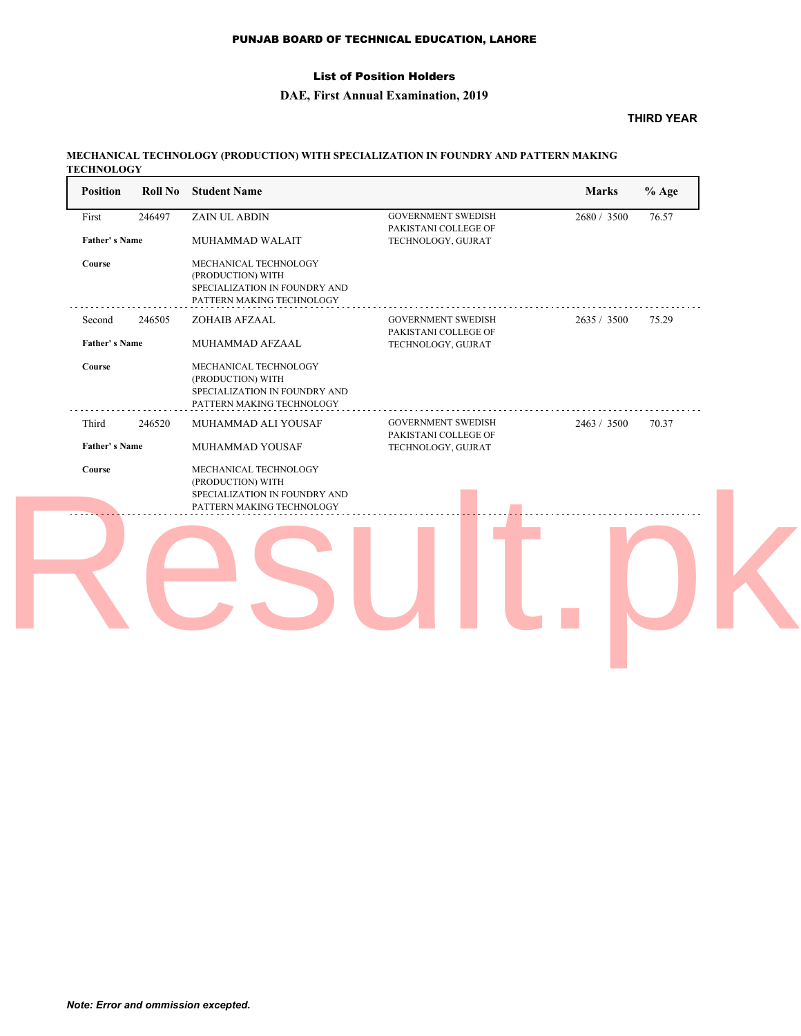**PUNJAB BOARD OF TECHNICAL EDUCATION, LAHORE**

**List of Position Holders**

**DAE, First Annual Examination, 2019**

**THIRD YEAR**

**MECHANICAL TECHNOLOGY (PRODUCTION) WITH SPECIALIZATION IN FOUNDRY AND PATTERN MAKING TECHNOLOGY**

| Position | Roll No | Student Name | | Marks | % Age |
|---|---|---|---|---|---|
| First | 246497 | ZAIN UL ABDIN | GOVERNMENT SWEDISH PAKISTANI COLLEGE OF TECHNOLOGY, GUJRAT | 2680 / 3500 | 76.57 |
| **Father' s Name** | | MUHAMMAD WALAIT | | | |
| **Course** | | MECHANICAL TECHNOLOGY (PRODUCTION) WITH SPECIALIZATION IN FOUNDRY AND PATTERN MAKING TECHNOLOGY | | | |
| Second | 246505 | ZOHAIB AFZAAL | GOVERNMENT SWEDISH PAKISTANI COLLEGE OF TECHNOLOGY, GUJRAT | 2635 / 3500 | 75.29 |
| **Father' s Name** | | MUHAMMAD AFZAAL | | | |
| **Course** | | MECHANICAL TECHNOLOGY (PRODUCTION) WITH SPECIALIZATION IN FOUNDRY AND PATTERN MAKING TECHNOLOGY | | | |
| Third | 246520 | MUHAMMAD ALI YOUSAF | GOVERNMENT SWEDISH PAKISTANI COLLEGE OF TECHNOLOGY, GUJRAT | 2463 / 3500 | 70.37 |
| **Father' s Name** | | MUHAMMAD YOUSAF | | | |
| **Course** | | MECHANICAL TECHNOLOGY (PRODUCTION) WITH SPECIALIZATION IN FOUNDRY AND PATTERN MAKING TECHNOLOGY | | | |

Result.pk

***Note: Error and ommission excepted.***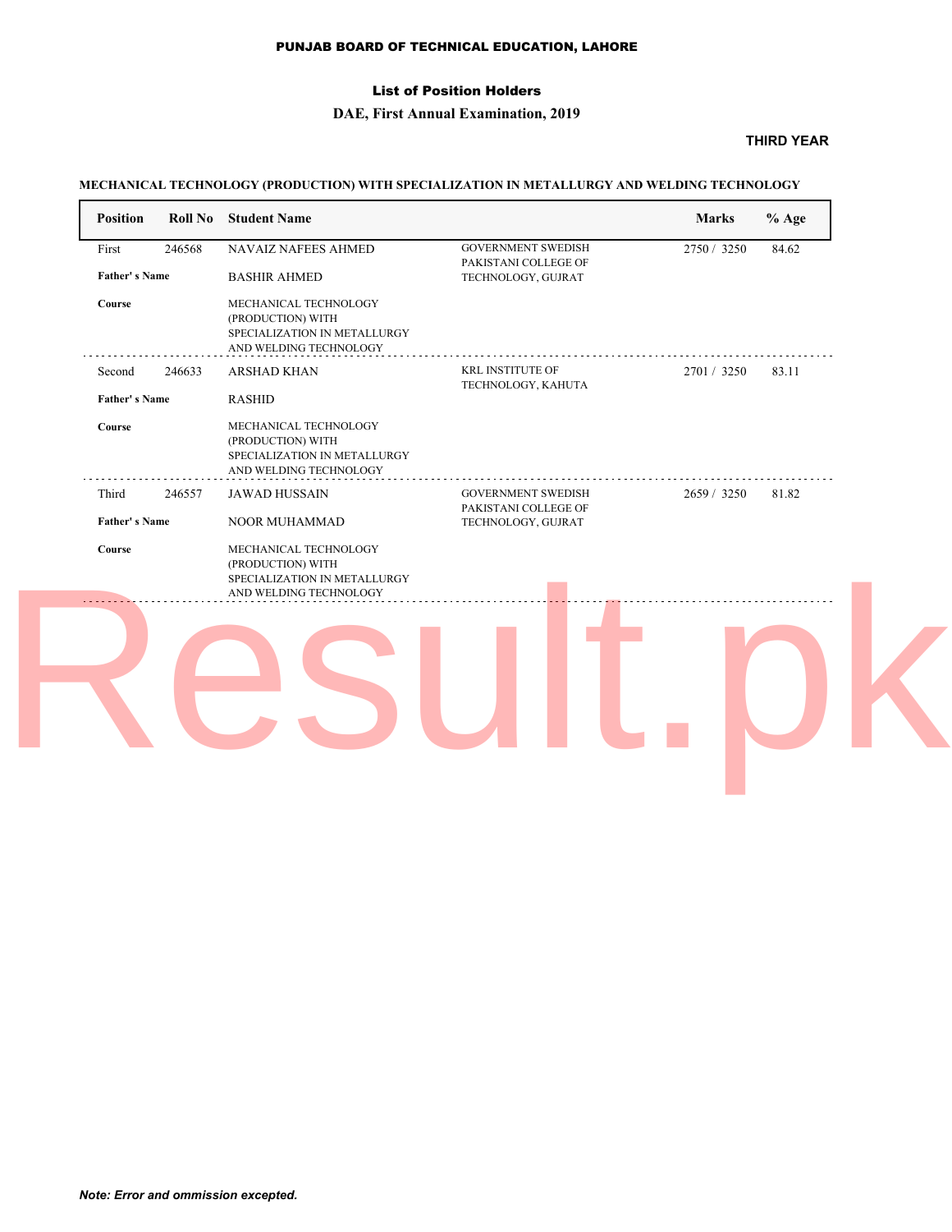PUNJAB BOARD OF TECHNICAL EDUCATION, LAHORE

## List of Position Holders

### DAE, First Annual Examination, 2019

**THIRD YEAR**

**MECHANICAL TECHNOLOGY (PRODUCTION) WITH SPECIALIZATION IN METALLURGY AND WELDING TECHNOLOGY**

| Position | Roll No | Student Name | | Marks | % Age |
|---|---|---|---|---|---|
| First | 246568 | NAVAIZ NAFEES AHMED | GOVERNMENT SWEDISH PAKISTANI COLLEGE OF TECHNOLOGY, GUJRAT | 2750 / 3250 | 84.62 |
| **Father' s Name** | | BASHIR AHMED | | | |
| **Course** | | MECHANICAL TECHNOLOGY (PRODUCTION) WITH SPECIALIZATION IN METALLURGY AND WELDING TECHNOLOGY | | | |
| Second | 246633 | ARSHAD KHAN | KRL INSTITUTE OF TECHNOLOGY, KAHUTA | 2701 / 3250 | 83.11 |
| **Father' s Name** | | RASHID | | | |
| **Course** | | MECHANICAL TECHNOLOGY (PRODUCTION) WITH SPECIALIZATION IN METALLURGY AND WELDING TECHNOLOGY | | | |
| Third | 246557 | JAWAD HUSSAIN | GOVERNMENT SWEDISH PAKISTANI COLLEGE OF TECHNOLOGY, GUJRAT | 2659 / 3250 | 81.82 |
| **Father' s Name** | | NOOR MUHAMMAD | | | |
| **Course** | | MECHANICAL TECHNOLOGY (PRODUCTION) WITH SPECIALIZATION IN METALLURGY AND WELDING TECHNOLOGY | | | |

Result.pk

***Note: Error and ommission excepted.***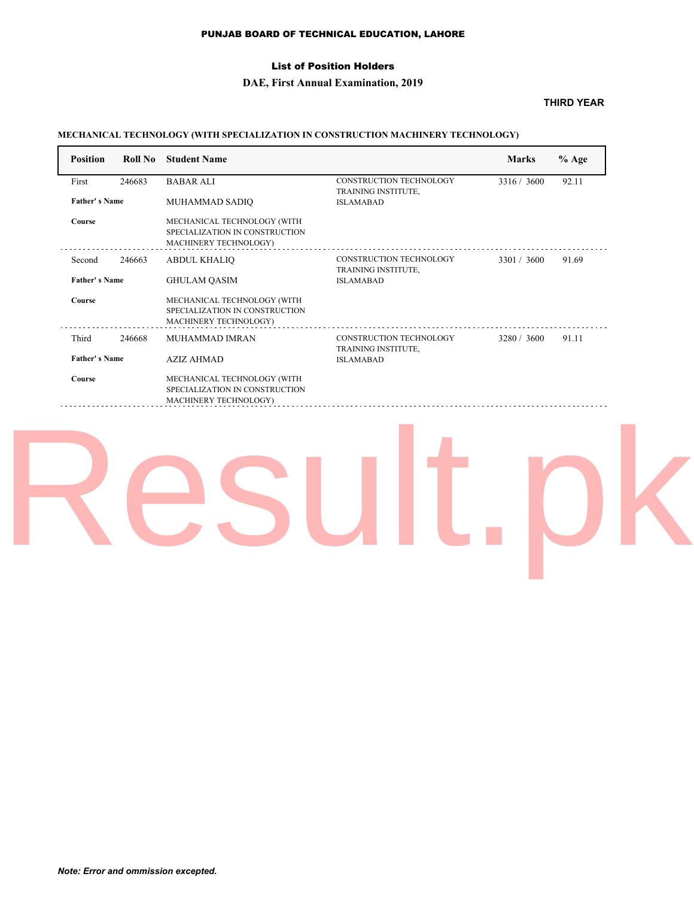**PUNJAB BOARD OF TECHNICAL EDUCATION, LAHORE**

**List of Position Holders**

**DAE, First Annual Examination, 2019**

**THIRD YEAR**

**MECHANICAL TECHNOLOGY (WITH SPECIALIZATION IN CONSTRUCTION MACHINERY TECHNOLOGY)**

| Position | Roll No | Student Name | | Marks | % Age |
|---|---|---|---|---|---|
| First | 246683 | BABAR ALI | CONSTRUCTION TECHNOLOGY TRAINING INSTITUTE, ISLAMABAD | 3316 / 3600 | 92.11 |
| **Father' s Name** | | MUHAMMAD SADIQ | | | |
| **Course** | | MECHANICAL TECHNOLOGY (WITH SPECIALIZATION IN CONSTRUCTION MACHINERY TECHNOLOGY) | | | |
| Second | 246663 | ABDUL KHALIQ | CONSTRUCTION TECHNOLOGY TRAINING INSTITUTE, ISLAMABAD | 3301 / 3600 | 91.69 |
| **Father' s Name** | | GHULAM QASIM | | | |
| **Course** | | MECHANICAL TECHNOLOGY (WITH SPECIALIZATION IN CONSTRUCTION MACHINERY TECHNOLOGY) | | | |
| Third | 246668 | MUHAMMAD IMRAN | CONSTRUCTION TECHNOLOGY TRAINING INSTITUTE, ISLAMABAD | 3280 / 3600 | 91.11 |
| **Father' s Name** | | AZIZ AHMAD | | | |
| **Course** | | MECHANICAL TECHNOLOGY (WITH SPECIALIZATION IN CONSTRUCTION MACHINERY TECHNOLOGY) | | | |

*Note: Error and ommission excepted.*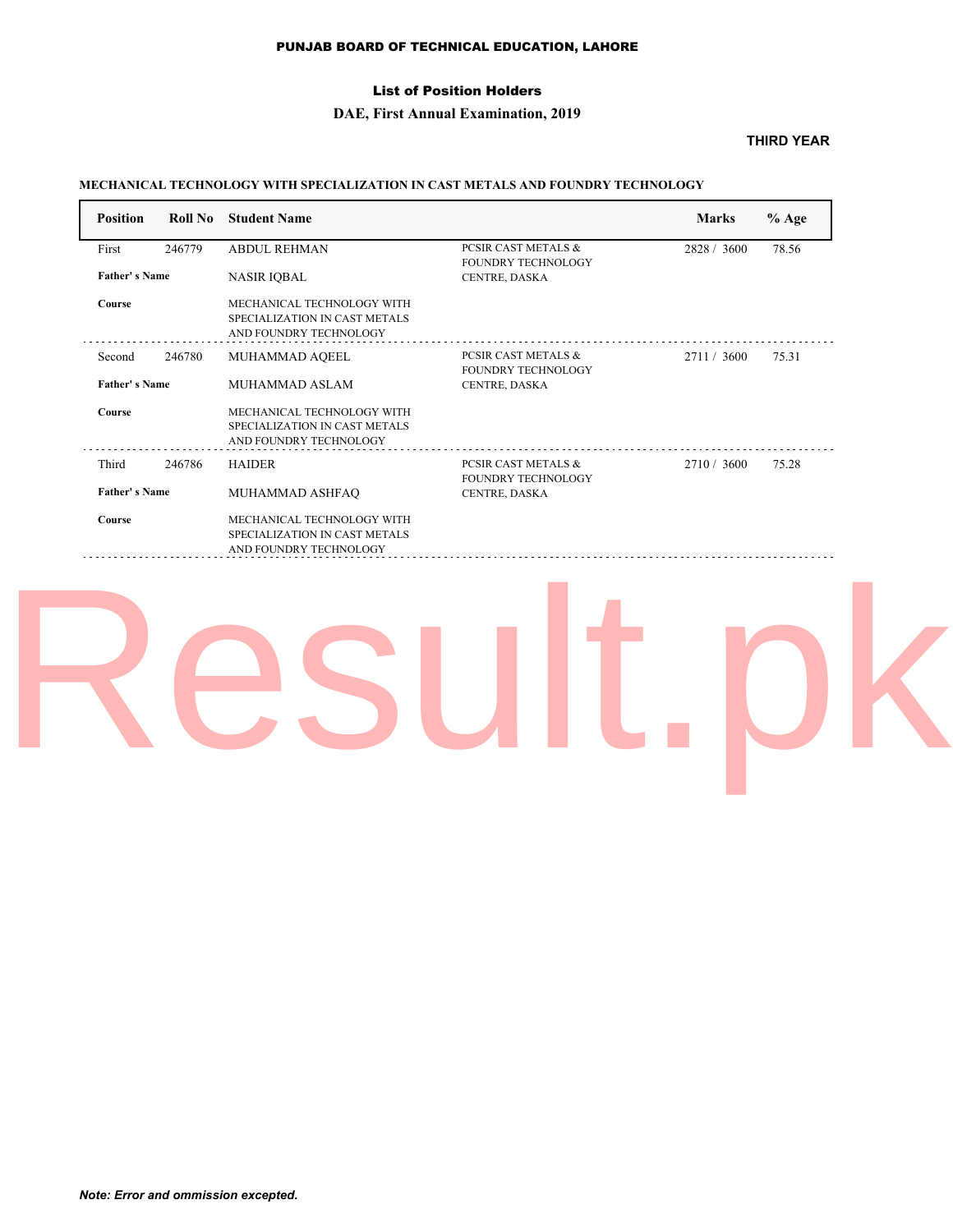PUNJAB BOARD OF TECHNICAL EDUCATION, LAHORE

## List of Position Holders

### DAE, First Annual Examination, 2019

**THIRD YEAR**

**MECHANICAL TECHNOLOGY WITH SPECIALIZATION IN CAST METALS AND FOUNDRY TECHNOLOGY**

| Position | Roll No | Student Name | | Marks | % Age |
|---|---|---|---|---|---|
| First | 246779 | ABDUL REHMAN | PCSIR CAST METALS & FOUNDRY TECHNOLOGY CENTRE, DASKA | 2828 / 3600 | 78.56 |
| **Father' s Name** | | NASIR IQBAL | | | |
| **Course** | | MECHANICAL TECHNOLOGY WITH SPECIALIZATION IN CAST METALS AND FOUNDRY TECHNOLOGY | | | |
| Second | 246780 | MUHAMMAD AQEEL | PCSIR CAST METALS & FOUNDRY TECHNOLOGY CENTRE, DASKA | 2711 / 3600 | 75.31 |
| **Father' s Name** | | MUHAMMAD ASLAM | | | |
| **Course** | | MECHANICAL TECHNOLOGY WITH SPECIALIZATION IN CAST METALS AND FOUNDRY TECHNOLOGY | | | |
| Third | 246786 | HAIDER | PCSIR CAST METALS & FOUNDRY TECHNOLOGY CENTRE, DASKA | 2710 / 3600 | 75.28 |
| **Father' s Name** | | MUHAMMAD ASHFAQ | | | |
| **Course** | | MECHANICAL TECHNOLOGY WITH SPECIALIZATION IN CAST METALS AND FOUNDRY TECHNOLOGY | | | |

Result.pk

***Note: Error and ommission excepted.***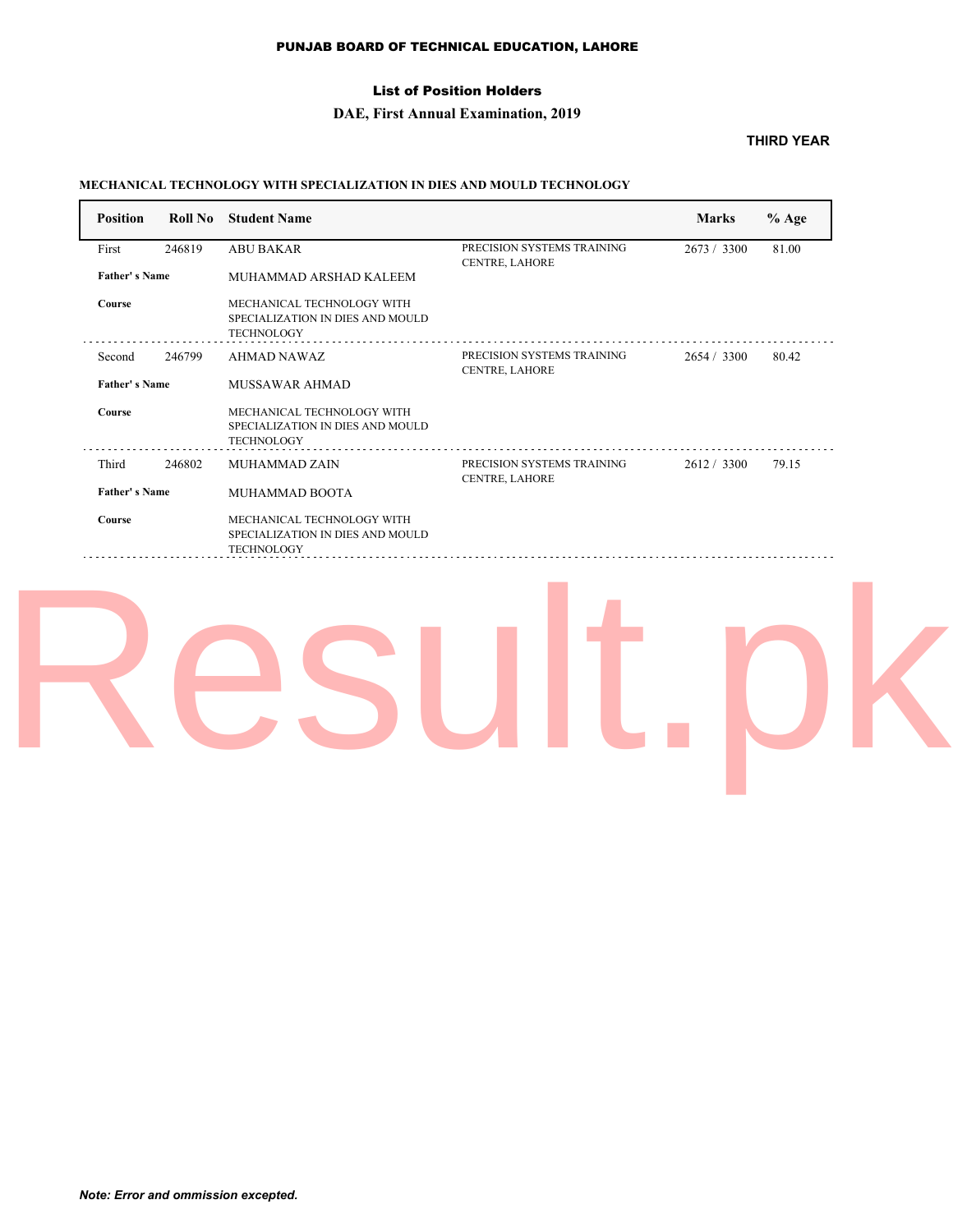PUNJAB BOARD OF TECHNICAL EDUCATION, LAHORE

## List of Position Holders

### DAE, First Annual Examination, 2019

**THIRD YEAR**

**MECHANICAL TECHNOLOGY WITH SPECIALIZATION IN DIES AND MOULD TECHNOLOGY**

| Position | Roll No | Student Name | | Marks | % Age |
|---|---|---|---|---|---|
| First | 246819 | ABU BAKAR | PRECISION SYSTEMS TRAINING CENTRE, LAHORE | 2673 / 3300 | 81.00 |
| **Father' s Name** | | MUHAMMAD ARSHAD KALEEM | | | |
| **Course** | | MECHANICAL TECHNOLOGY WITH SPECIALIZATION IN DIES AND MOULD TECHNOLOGY | | | |
| Second | 246799 | AHMAD NAWAZ | PRECISION SYSTEMS TRAINING CENTRE, LAHORE | 2654 / 3300 | 80.42 |
| **Father' s Name** | | MUSSAWAR AHMAD | | | |
| **Course** | | MECHANICAL TECHNOLOGY WITH SPECIALIZATION IN DIES AND MOULD TECHNOLOGY | | | |
| Third | 246802 | MUHAMMAD ZAIN | PRECISION SYSTEMS TRAINING CENTRE, LAHORE | 2612 / 3300 | 79.15 |
| **Father' s Name** | | MUHAMMAD BOOTA | | | |
| **Course** | | MECHANICAL TECHNOLOGY WITH SPECIALIZATION IN DIES AND MOULD TECHNOLOGY | | | |

***Note: Error and ommission excepted.***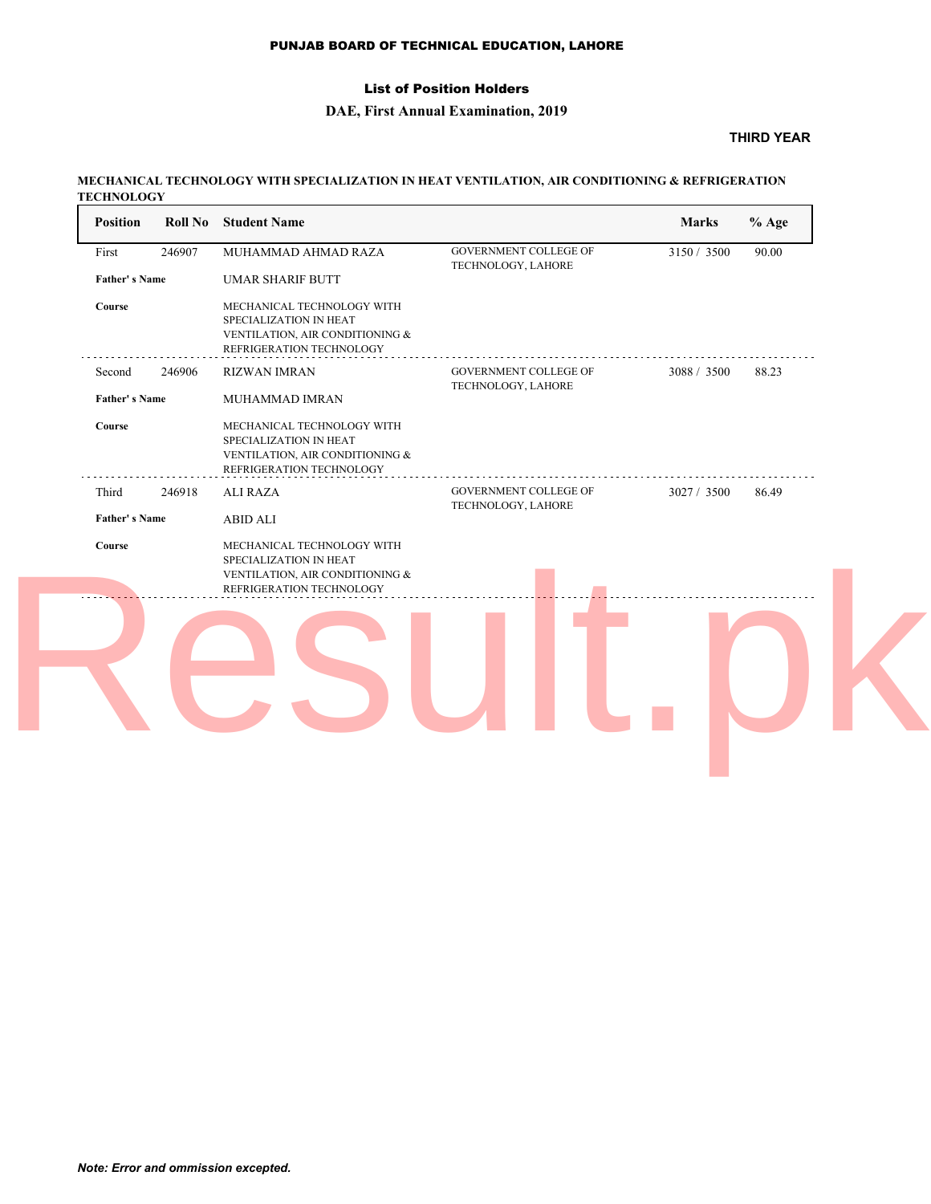PUNJAB BOARD OF TECHNICAL EDUCATION, LAHORE

## List of Position Holders

### DAE, First Annual Examination, 2019

**THIRD YEAR**

**MECHANICAL TECHNOLOGY WITH SPECIALIZATION IN HEAT VENTILATION, AIR CONDITIONING & REFRIGERATION TECHNOLOGY**

| Position | Roll No | Student Name | | Marks | % Age |
|---|---|---|---|---|---|
| First | 246907 | MUHAMMAD AHMAD RAZA | GOVERNMENT COLLEGE OF TECHNOLOGY, LAHORE | 3150 / 3500 | 90.00 |
| **Father' s Name** | | UMAR SHARIF BUTT | | | |
| **Course** | | MECHANICAL TECHNOLOGY WITH SPECIALIZATION IN HEAT VENTILATION, AIR CONDITIONING & REFRIGERATION TECHNOLOGY | | | |
| Second | 246906 | RIZWAN IMRAN | GOVERNMENT COLLEGE OF TECHNOLOGY, LAHORE | 3088 / 3500 | 88.23 |
| **Father' s Name** | | MUHAMMAD IMRAN | | | |
| **Course** | | MECHANICAL TECHNOLOGY WITH SPECIALIZATION IN HEAT VENTILATION, AIR CONDITIONING & REFRIGERATION TECHNOLOGY | | | |
| Third | 246918 | ALI RAZA | GOVERNMENT COLLEGE OF TECHNOLOGY, LAHORE | 3027 / 3500 | 86.49 |
| **Father' s Name** | | ABID ALI | | | |
| **Course** | | MECHANICAL TECHNOLOGY WITH SPECIALIZATION IN HEAT VENTILATION, AIR CONDITIONING & REFRIGERATION TECHNOLOGY | | | |

Result.pk

***Note: Error and ommission excepted.***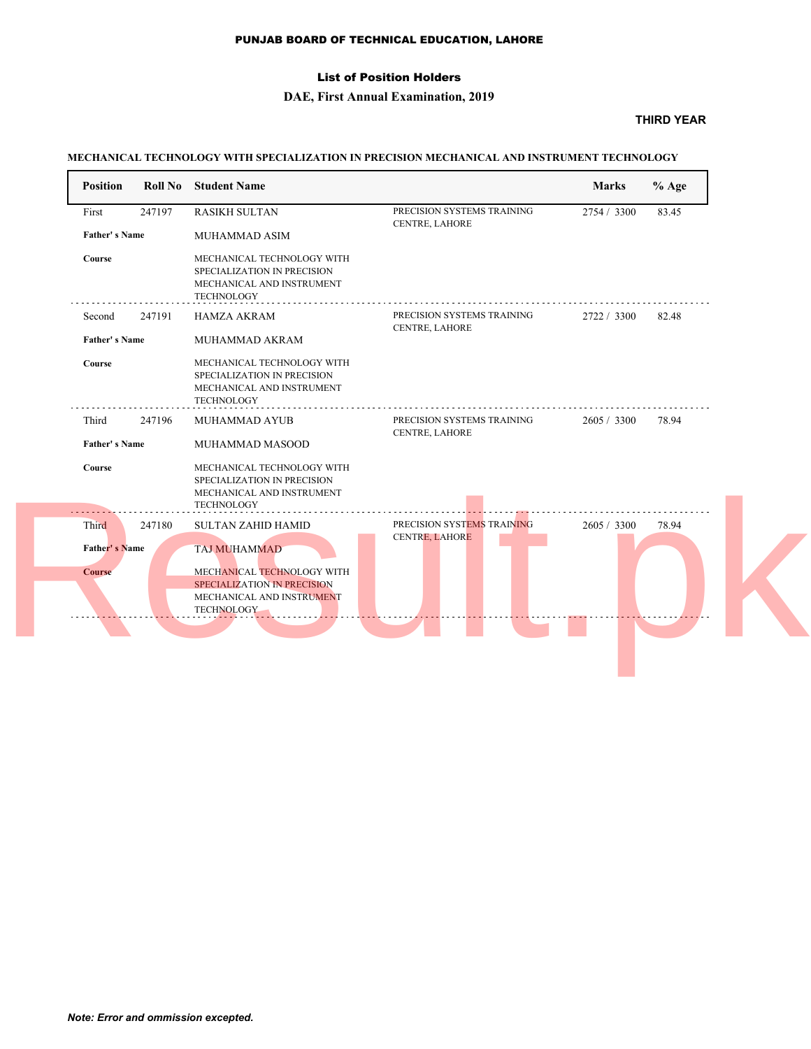PUNJAB BOARD OF TECHNICAL EDUCATION, LAHORE

## List of Position Holders

### DAE, First Annual Examination, 2019

**THIRD YEAR**

**MECHANICAL TECHNOLOGY WITH SPECIALIZATION IN PRECISION MECHANICAL AND INSTRUMENT TECHNOLOGY**

| Position | Roll No | Student Name | | Marks | % Age |
|---|---|---|---|---|---|
| First | 247197 | RASIKH SULTAN | PRECISION SYSTEMS TRAINING CENTRE, LAHORE | 2754 / 3300 | 83.45 |
| **Father' s Name** | | MUHAMMAD ASIM | | | |
| **Course** | | MECHANICAL TECHNOLOGY WITH SPECIALIZATION IN PRECISION MECHANICAL AND INSTRUMENT TECHNOLOGY | | | |
| Second | 247191 | HAMZA AKRAM | PRECISION SYSTEMS TRAINING CENTRE, LAHORE | 2722 / 3300 | 82.48 |
| **Father' s Name** | | MUHAMMAD AKRAM | | | |
| **Course** | | MECHANICAL TECHNOLOGY WITH SPECIALIZATION IN PRECISION MECHANICAL AND INSTRUMENT TECHNOLOGY | | | |
| Third | 247196 | MUHAMMAD AYUB | PRECISION SYSTEMS TRAINING CENTRE, LAHORE | 2605 / 3300 | 78.94 |
| **Father' s Name** | | MUHAMMAD MASOOD | | | |
| **Course** | | MECHANICAL TECHNOLOGY WITH SPECIALIZATION IN PRECISION MECHANICAL AND INSTRUMENT TECHNOLOGY | | | |
| Third | 247180 | SULTAN ZAHID HAMID | PRECISION SYSTEMS TRAINING CENTRE, LAHORE | 2605 / 3300 | 78.94 |
| **Father' s Name** | | TAJ MUHAMMAD | | | |
| **Course** | | MECHANICAL TECHNOLOGY WITH SPECIALIZATION IN PRECISION MECHANICAL AND INSTRUMENT TECHNOLOGY | | | |

*Note: Error and ommission excepted.*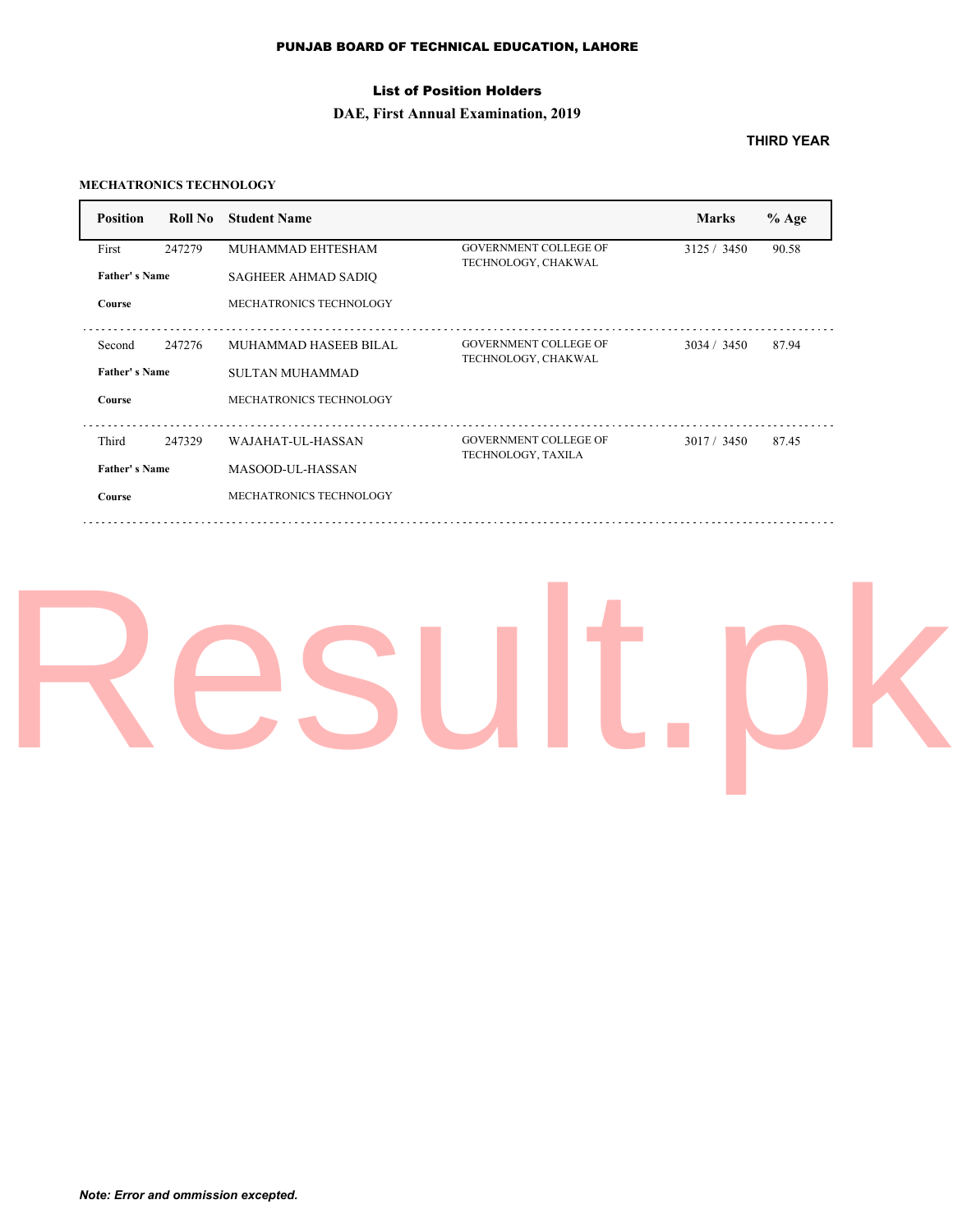PUNJAB BOARD OF TECHNICAL EDUCATION, LAHORE

## List of Position Holders

### DAE, First Annual Examination, 2019

**THIRD YEAR**

**MECHATRONICS TECHNOLOGY**

| Position | Roll No | Student Name | | Marks | % Age |
|---|---|---|---|---|---|
| First | 247279 | MUHAMMAD EHTESHAM | GOVERNMENT COLLEGE OF TECHNOLOGY, CHAKWAL | 3125 / 3450 | 90.58 |
| **Father' s Name** | | SAGHEER AHMAD SADIQ | | | |
| **Course** | | MECHATRONICS TECHNOLOGY | | | |
| Second | 247276 | MUHAMMAD HASEEB BILAL | GOVERNMENT COLLEGE OF TECHNOLOGY, CHAKWAL | 3034 / 3450 | 87.94 |
| **Father' s Name** | | SULTAN MUHAMMAD | | | |
| **Course** | | MECHATRONICS TECHNOLOGY | | | |
| Third | 247329 | WAJAHAT-UL-HASSAN | GOVERNMENT COLLEGE OF TECHNOLOGY, TAXILA | 3017 / 3450 | 87.45 |
| **Father' s Name** | | MASOOD-UL-HASSAN | | | |
| **Course** | | MECHATRONICS TECHNOLOGY | | | |

Result.pk

***Note: Error and ommission excepted.***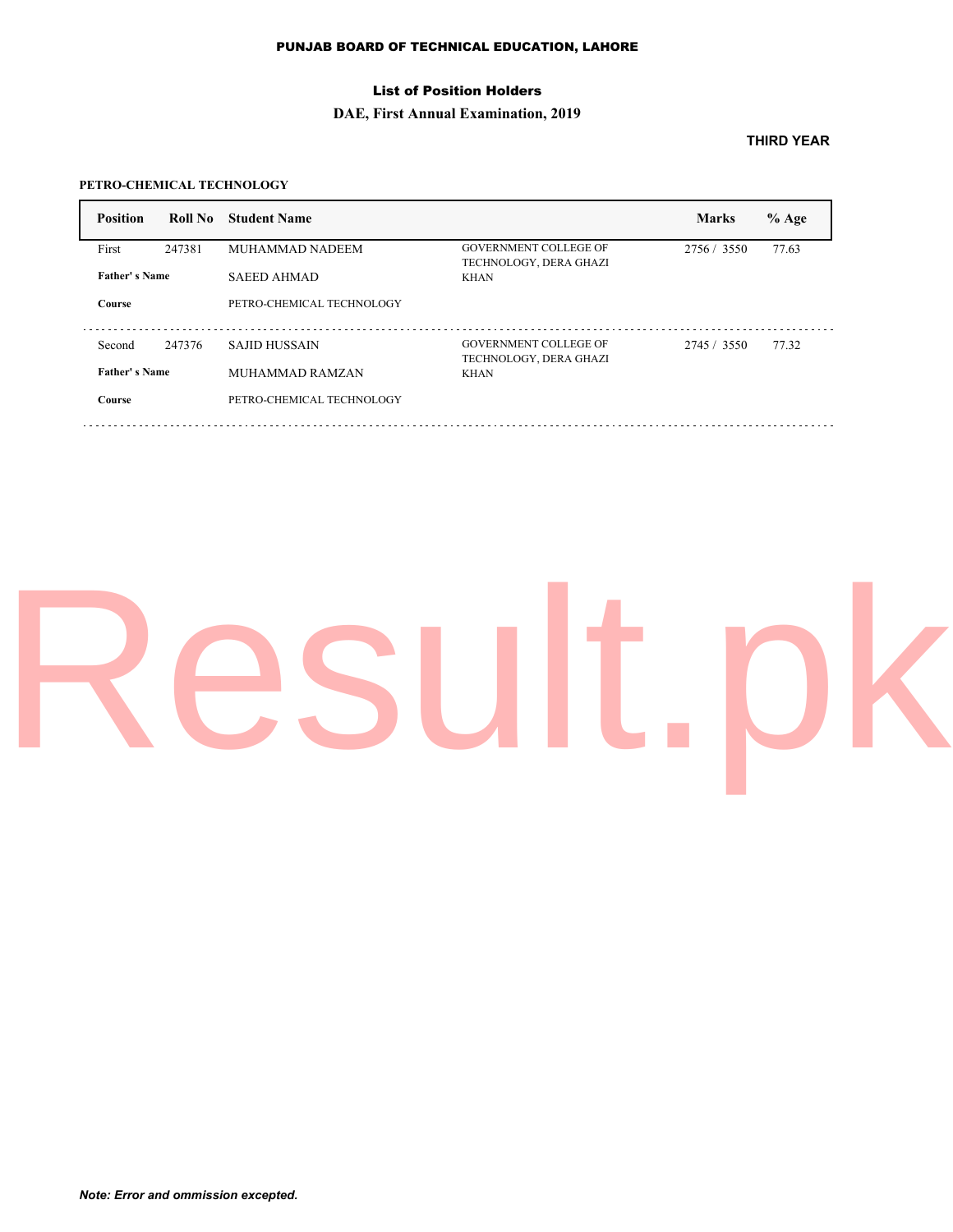PUNJAB BOARD OF TECHNICAL EDUCATION, LAHORE

## List of Position Holders

## DAE, First Annual Examination, 2019

**THIRD YEAR**

### PETRO-CHEMICAL TECHNOLOGY

| Position | Roll No | Student Name | | Marks | % Age |
|---|---|---|---|---|---|
| First | 247381 | MUHAMMAD NADEEM | GOVERNMENT COLLEGE OF TECHNOLOGY, DERA GHAZI KHAN | 2756 / 3550 | 77.63 |
| **Father' s Name** | | SAEED AHMAD | | | |
| **Course** | | PETRO-CHEMICAL TECHNOLOGY | | | |
| Second | 247376 | SAJID HUSSAIN | GOVERNMENT COLLEGE OF TECHNOLOGY, DERA GHAZI KHAN | 2745 / 3550 | 77.32 |
| **Father' s Name** | | MUHAMMAD RAMZAN | | | |
| **Course** | | PETRO-CHEMICAL TECHNOLOGY | | | |

Result.pk

***Note: Error and ommission excepted.***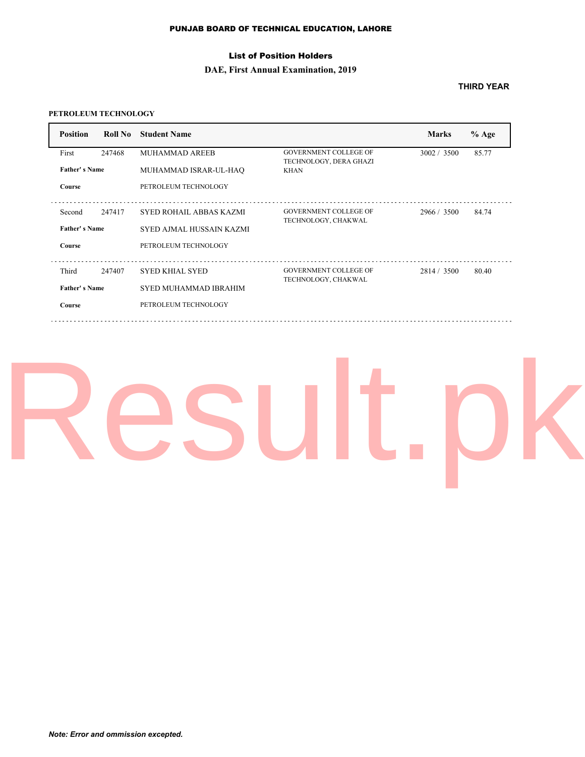PUNJAB BOARD OF TECHNICAL EDUCATION, LAHORE

## List of Position Holders

### DAE, First Annual Examination, 2019

**THIRD YEAR**

**PETROLEUM TECHNOLOGY**

| Position | Roll No | Student Name | | Marks | % Age |
|---|---|---|---|---|---|
| First | 247468 | MUHAMMAD AREEB | GOVERNMENT COLLEGE OF TECHNOLOGY, DERA GHAZI KHAN | 3002 / 3500 | 85.77 |
| **Father' s Name** | | MUHAMMAD ISRAR-UL-HAQ | | | |
| **Course** | | PETROLEUM TECHNOLOGY | | | |
| Second | 247417 | SYED ROHAIL ABBAS KAZMI | GOVERNMENT COLLEGE OF TECHNOLOGY, CHAKWAL | 2966 / 3500 | 84.74 |
| **Father' s Name** | | SYED AJMAL HUSSAIN KAZMI | | | |
| **Course** | | PETROLEUM TECHNOLOGY | | | |
| Third | 247407 | SYED KHIAL SYED | GOVERNMENT COLLEGE OF TECHNOLOGY, CHAKWAL | 2814 / 3500 | 80.40 |
| **Father' s Name** | | SYED MUHAMMAD IBRAHIM | | | |
| **Course** | | PETROLEUM TECHNOLOGY | | | |

***Note: Error and ommission excepted.***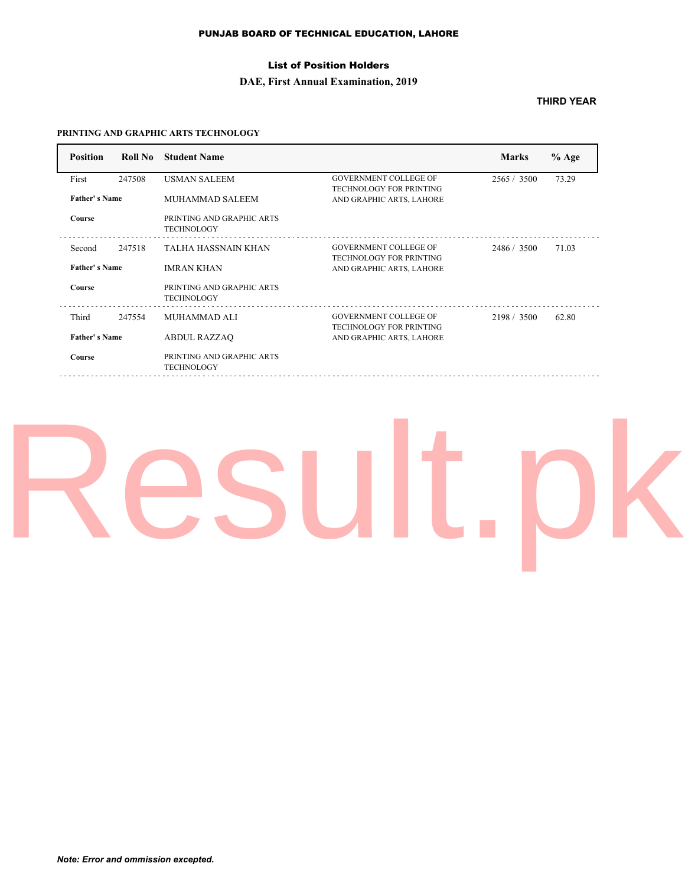**PUNJAB BOARD OF TECHNICAL EDUCATION, LAHORE**

**List of Position Holders**

**DAE, First Annual Examination, 2019**

**THIRD YEAR**

**PRINTING AND GRAPHIC ARTS TECHNOLOGY**

| Position | Roll No | Student Name | | Marks | % Age |
|---|---|---|---|---|---|
| First | 247508 | USMAN SALEEM | GOVERNMENT COLLEGE OF TECHNOLOGY FOR PRINTING AND GRAPHIC ARTS, LAHORE | 2565 / 3500 | 73.29 |
| **Father' s Name** | | MUHAMMAD SALEEM | | | |
| **Course** | | PRINTING AND GRAPHIC ARTS TECHNOLOGY | | | |
| Second | 247518 | TALHA HASSNAIN KHAN | GOVERNMENT COLLEGE OF TECHNOLOGY FOR PRINTING AND GRAPHIC ARTS, LAHORE | 2486 / 3500 | 71.03 |
| **Father' s Name** | | IMRAN KHAN | | | |
| **Course** | | PRINTING AND GRAPHIC ARTS TECHNOLOGY | | | |
| Third | 247554 | MUHAMMAD ALI | GOVERNMENT COLLEGE OF TECHNOLOGY FOR PRINTING AND GRAPHIC ARTS, LAHORE | 2198 / 3500 | 62.80 |
| **Father' s Name** | | ABDUL RAZZAQ | | | |
| **Course** | | PRINTING AND GRAPHIC ARTS TECHNOLOGY | | | |

***Note: Error and ommission excepted.***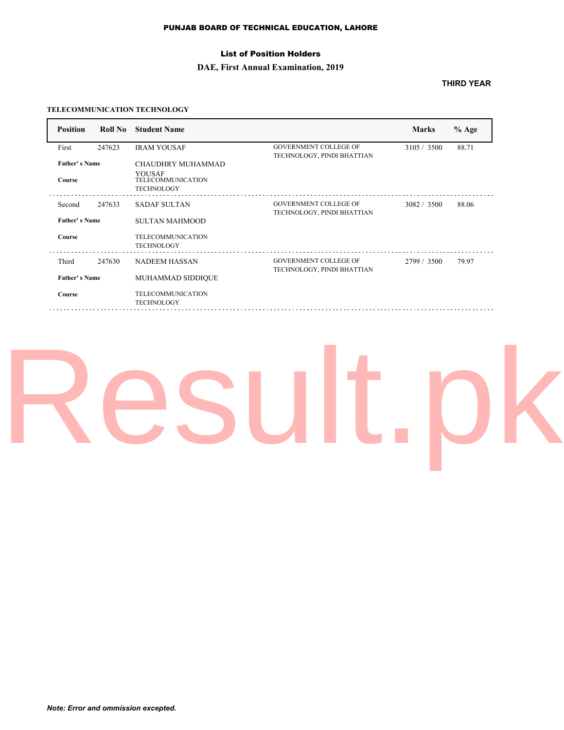PUNJAB BOARD OF TECHNICAL EDUCATION, LAHORE

**List of Position Holders**

**DAE, First Annual Examination, 2019**

**THIRD YEAR**

**TELECOMMUNICATION TECHNOLOGY**

| Position | Roll No | Student Name | | Marks | % Age |
|---|---|---|---|---|---|
| First | 247623 | IRAM YOUSAF | GOVERNMENT COLLEGE OF TECHNOLOGY, PINDI BHATTIAN | 3105 / 3500 | 88.71 |
| **Father' s Name** | | CHAUDHRY MUHAMMAD YOUSAF | | | |
| **Course** | | TELECOMMUNICATION TECHNOLOGY | | | |
| Second | 247633 | SADAF SULTAN | GOVERNMENT COLLEGE OF TECHNOLOGY, PINDI BHATTIAN | 3082 / 3500 | 88.06 |
| **Father' s Name** | | SULTAN MAHMOOD | | | |
| **Course** | | TELECOMMUNICATION TECHNOLOGY | | | |
| Third | 247630 | NADEEM HASSAN | GOVERNMENT COLLEGE OF TECHNOLOGY, PINDI BHATTIAN | 2799 / 3500 | 79.97 |
| **Father' s Name** | | MUHAMMAD SIDDIQUE | | | |
| **Course** | | TELECOMMUNICATION TECHNOLOGY | | | |

***Note: Error and ommission excepted.***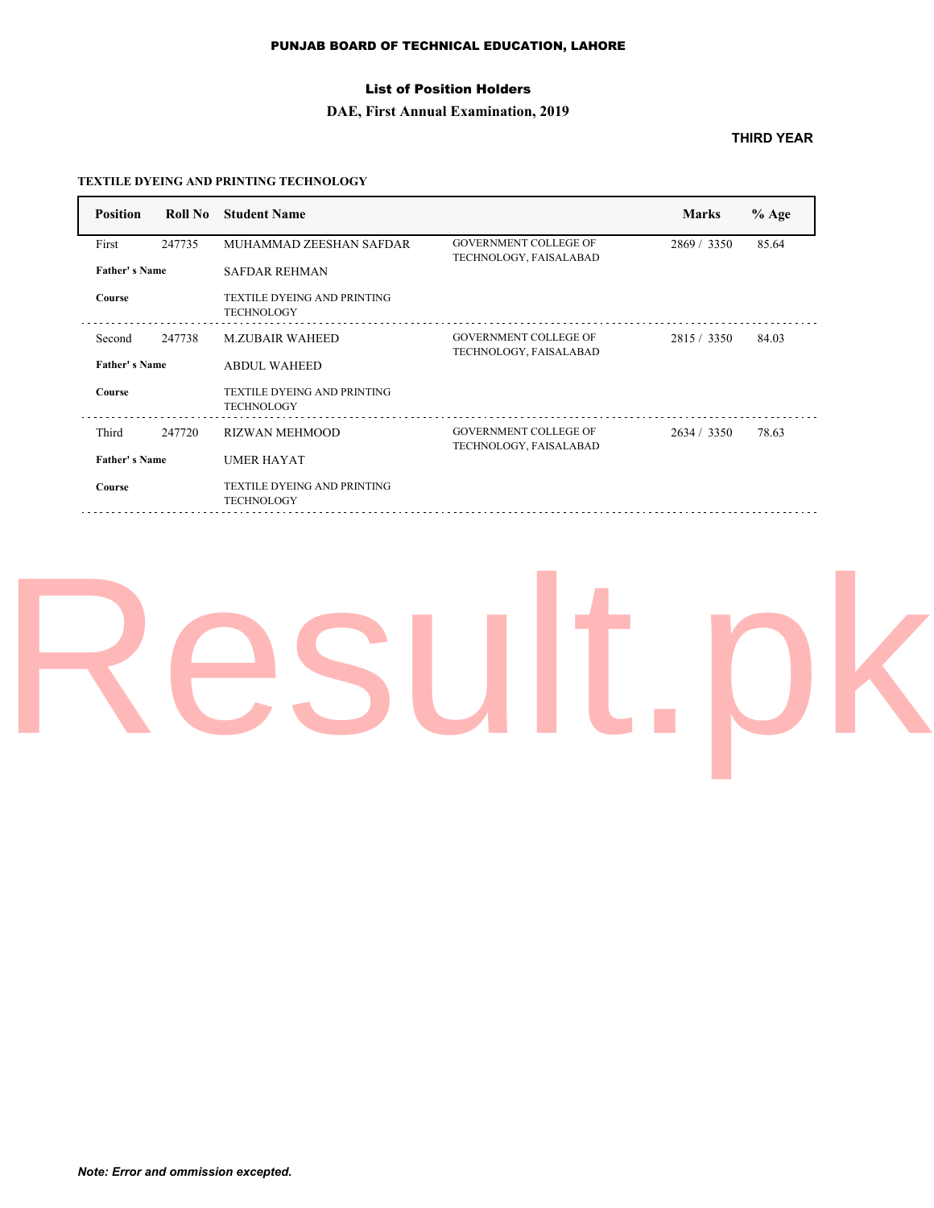**PUNJAB BOARD OF TECHNICAL EDUCATION, LAHORE**

**List of Position Holders**

**DAE, First Annual Examination, 2019**

**THIRD YEAR**

**TEXTILE DYEING AND PRINTING TECHNOLOGY**

| Position | Roll No | Student Name | | Marks | % Age |
|---|---|---|---|---|---|
| First | 247735 | MUHAMMAD ZEESHAN SAFDAR | GOVERNMENT COLLEGE OF TECHNOLOGY, FAISALABAD | 2869 / 3350 | 85.64 |
| **Father' s Name** | | SAFDAR REHMAN | | | |
| **Course** | | TEXTILE DYEING AND PRINTING TECHNOLOGY | | | |
| Second | 247738 | M.ZUBAIR WAHEED | GOVERNMENT COLLEGE OF TECHNOLOGY, FAISALABAD | 2815 / 3350 | 84.03 |
| **Father' s Name** | | ABDUL WAHEED | | | |
| **Course** | | TEXTILE DYEING AND PRINTING TECHNOLOGY | | | |
| Third | 247720 | RIZWAN MEHMOOD | GOVERNMENT COLLEGE OF TECHNOLOGY, FAISALABAD | 2634 / 3350 | 78.63 |
| **Father' s Name** | | UMER HAYAT | | | |
| **Course** | | TEXTILE DYEING AND PRINTING TECHNOLOGY | | | |

***Note: Error and ommission excepted.***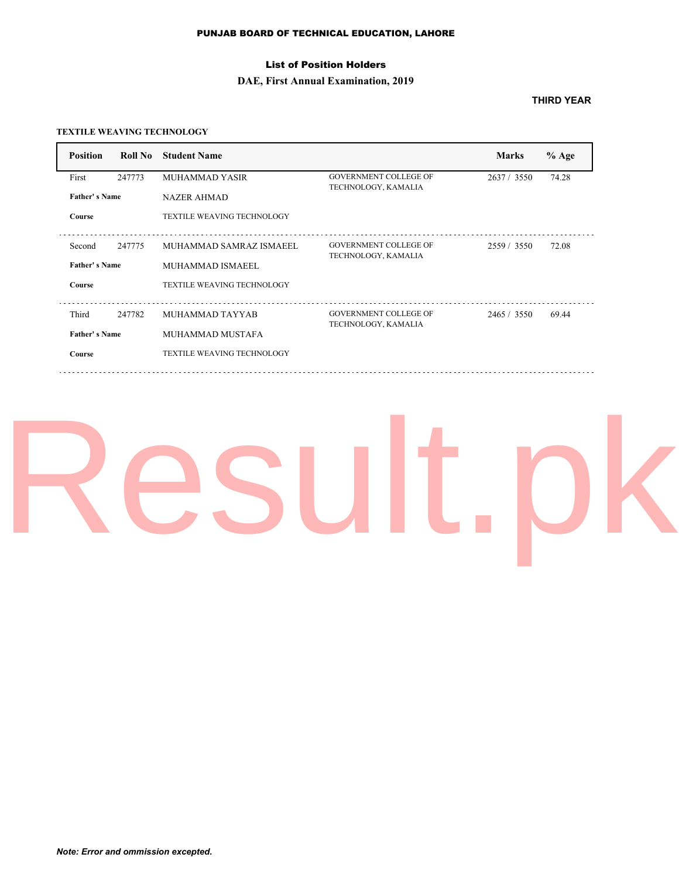PUNJAB BOARD OF TECHNICAL EDUCATION, LAHORE

## List of Position Holders

### DAE, First Annual Examination, 2019

**THIRD YEAR**

**TEXTILE WEAVING TECHNOLOGY**

| Position | Roll No | Student Name | | Marks | % Age |
|---|---|---|---|---|---|
| First | 247773 | MUHAMMAD YASIR | GOVERNMENT COLLEGE OF TECHNOLOGY, KAMALIA | 2637 / 3550 | 74.28 |
| **Father' s Name** | | NAZER AHMAD | | | |
| **Course** | | TEXTILE WEAVING TECHNOLOGY | | | |
| Second | 247775 | MUHAMMAD SAMRAZ ISMAEEL | GOVERNMENT COLLEGE OF TECHNOLOGY, KAMALIA | 2559 / 3550 | 72.08 |
| **Father' s Name** | | MUHAMMAD ISMAEEL | | | |
| **Course** | | TEXTILE WEAVING TECHNOLOGY | | | |
| Third | 247782 | MUHAMMAD TAYYAB | GOVERNMENT COLLEGE OF TECHNOLOGY, KAMALIA | 2465 / 3550 | 69.44 |
| **Father' s Name** | | MUHAMMAD MUSTAFA | | | |
| **Course** | | TEXTILE WEAVING TECHNOLOGY | | | |

Result.pk

***Note: Error and ommission excepted.***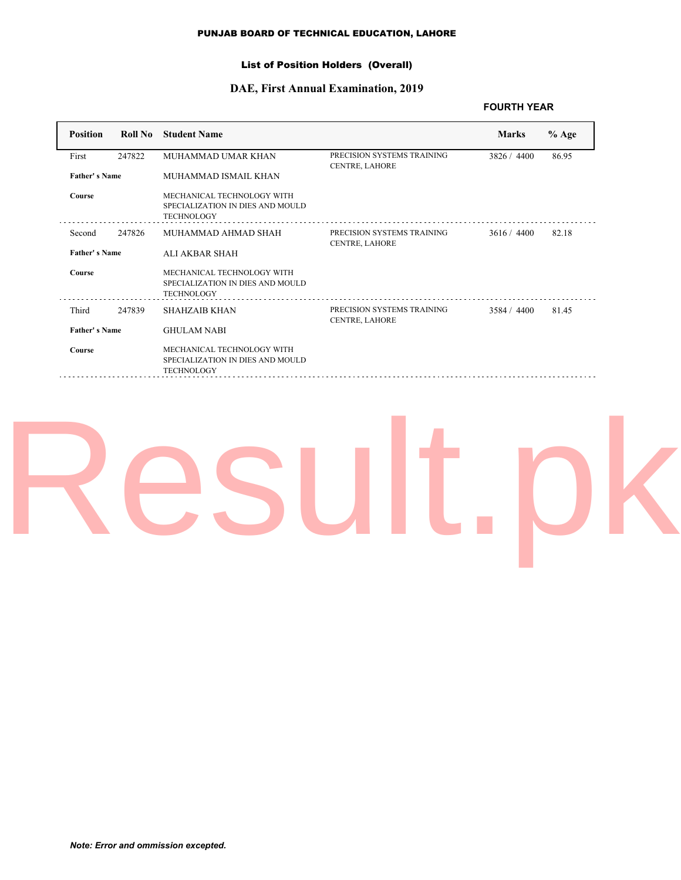# PUNJAB BOARD OF TECHNICAL EDUCATION, LAHORE

## List of Position Holders (Overall)

## DAE, First Annual Examination, 2019

**FOURTH YEAR**

| Position | Roll No | Student Name | | Marks | % Age |
|---|---|---|---|---|---|
| First | 247822 | MUHAMMAD UMAR KHAN | PRECISION SYSTEMS TRAINING CENTRE, LAHORE | 3826 / 4400 | 86.95 |
| **Father' s Name** | | MUHAMMAD ISMAIL KHAN | | | |
| **Course** | | MECHANICAL TECHNOLOGY WITH SPECIALIZATION IN DIES AND MOULD TECHNOLOGY | | | |
| Second | 247826 | MUHAMMAD AHMAD SHAH | PRECISION SYSTEMS TRAINING CENTRE, LAHORE | 3616 / 4400 | 82.18 |
| **Father' s Name** | | ALI AKBAR SHAH | | | |
| **Course** | | MECHANICAL TECHNOLOGY WITH SPECIALIZATION IN DIES AND MOULD TECHNOLOGY | | | |
| Third | 247839 | SHAHZAIB KHAN | PRECISION SYSTEMS TRAINING CENTRE, LAHORE | 3584 / 4400 | 81.45 |
| **Father' s Name** | | GHULAM NABI | | | |
| **Course** | | MECHANICAL TECHNOLOGY WITH SPECIALIZATION IN DIES AND MOULD TECHNOLOGY | | | |

Result.pk

***Note: Error and ommission excepted.***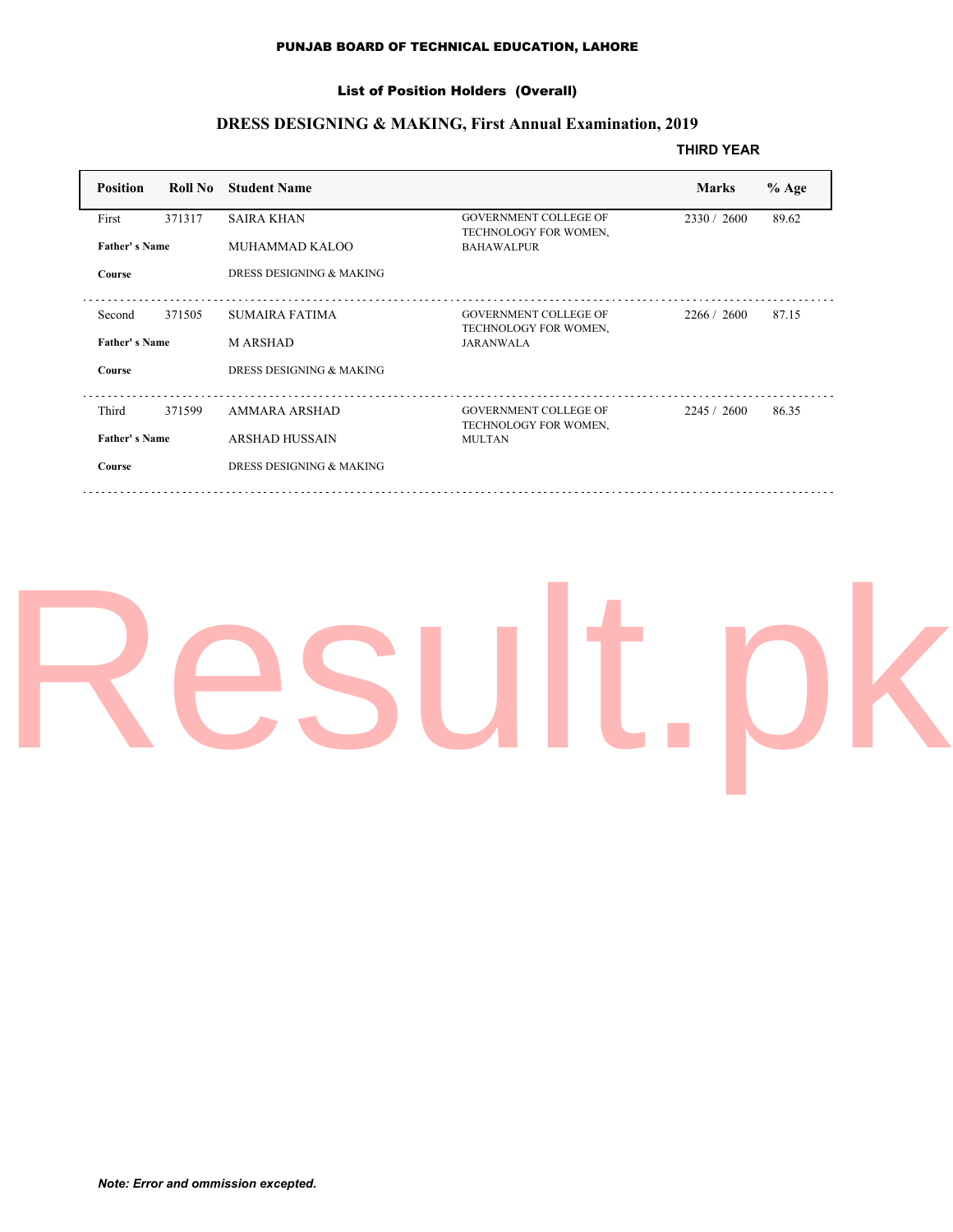PUNJAB BOARD OF TECHNICAL EDUCATION, LAHORE

List of Position Holders (Overall)

## DRESS DESIGNING & MAKING, First Annual Examination, 2019

THIRD YEAR

| Position | Roll No | Student Name | | Marks | % Age |
|---|---|---|---|---|---|
| First | 371317 | SAIRA KHAN | GOVERNMENT COLLEGE OF TECHNOLOGY FOR WOMEN, BAHAWALPUR | 2330 / 2600 | 89.62 |
| **Father' s Name** | | MUHAMMAD KALOO | | | |
| **Course** | | DRESS DESIGNING & MAKING | | | |
| Second | 371505 | SUMAIRA FATIMA | GOVERNMENT COLLEGE OF TECHNOLOGY FOR WOMEN, JARANWALA | 2266 / 2600 | 87.15 |
| **Father' s Name** | | M ARSHAD | | | |
| **Course** | | DRESS DESIGNING & MAKING | | | |
| Third | 371599 | AMMARA ARSHAD | GOVERNMENT COLLEGE OF TECHNOLOGY FOR WOMEN, MULTAN | 2245 / 2600 | 86.35 |
| **Father' s Name** | | ARSHAD HUSSAIN | | | |
| **Course** | | DRESS DESIGNING & MAKING | | | |

*Note: Error and ommission excepted.*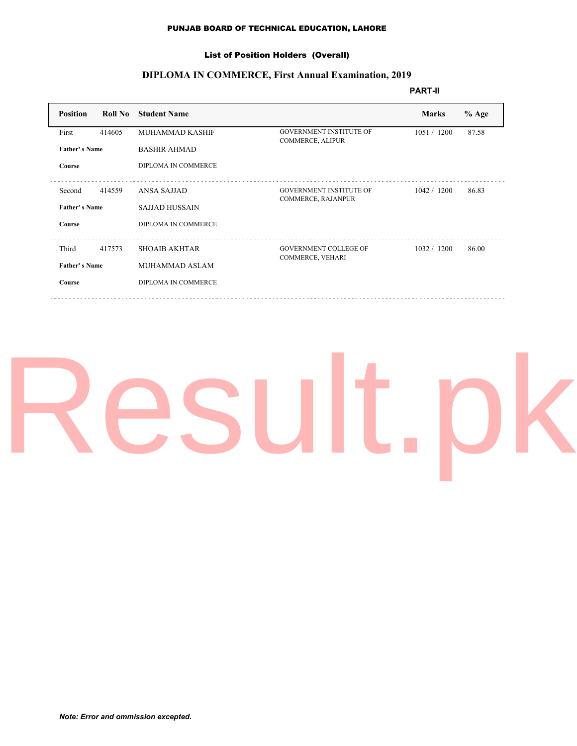PUNJAB BOARD OF TECHNICAL EDUCATION, LAHORE

List of Position Holders (Overall)

## DIPLOMA IN COMMERCE, First Annual Examination, 2019

**PART-II**

| Position | Roll No | Student Name | Institute | Marks | % Age |
|---|---|---|---|---|---|
| First | 414605 | MUHAMMAD KASHIF | GOVERNMENT INSTITUTE OF COMMERCE, ALIPUR | 1051 / 1200 | 87.58 |
| **Father' s Name** | | BASHIR AHMAD | | | |
| **Course** | | DIPLOMA IN COMMERCE | | | |
| Second | 414559 | ANSA SAJJAD | GOVERNMENT INSTITUTE OF COMMERCE, RAJANPUR | 1042 / 1200 | 86.83 |
| **Father' s Name** | | SAJJAD HUSSAIN | | | |
| **Course** | | DIPLOMA IN COMMERCE | | | |
| Third | 417573 | SHOAIB AKHTAR | GOVERNMENT COLLEGE OF COMMERCE, VEHARI | 1032 / 1200 | 86.00 |
| **Father' s Name** | | MUHAMMAD ASLAM | | | |
| **Course** | | DIPLOMA IN COMMERCE | | | |

Result.pk

*Note: Error and ommission excepted.*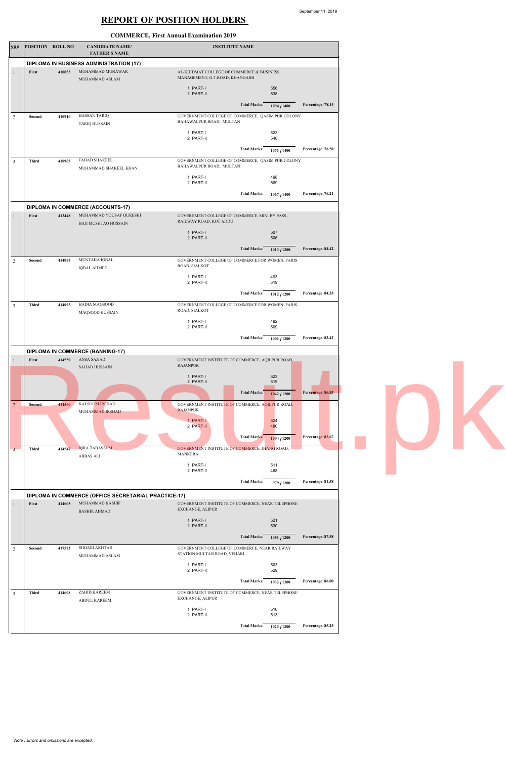September 11, 2019

# REPORT OF POSITION HOLDERS

## COMMERCE, First Annual Examination 2019

| SR# | POSITION | ROLL NO | CANDIDATE NAME/ FATHER'S NAME | INSTITUTE NAME | | |
|---|---|---|---|---|---|---|
| **DIPLOMA IN BUSINESS ADMINISTRATION (17)** | | | | | | |
| 1 | First | 410853 | MUHAMMAD MUNAWAR / MUHAMMAD ASLAM | AL-KHIDMAT COLLEGE OF COMMERCE & BUSINESS MANAGEMENT, G.T.ROAD, KHANGARH | | |
| | | | | 1 PART-I | 556 | |
| | | | | 2 PART-II | 538 | |
| | | | | Total Marks: | 1094 / 1400 | Percentage: 78.14 |
| 2 | Second | 410910 | HASSAN TARIQ / TARIQ HUSSAIN | GOVERNMENT COLLEGE OF COMMERCE, QASIM PUR COLONY BAHAWALPUR ROAD,, MULTAN | | |
| | | | | 1 PART-I | 523 | |
| | | | | 2 PART-II | 548 | |
| | | | | Total Marks: | 1071 / 1400 | Percentage: 76.50 |
| 3 | Third | 410903 | FAHAD SHAKEEL / MUHAMMAD SHAKEEL KHAN | GOVERNMENT COLLEGE OF COMMERCE, QASIM PUR COLONY BAHAWALPUR ROAD,, MULTAN | | |
| | | | | 1 PART-I | 498 | |
| | | | | 2 PART-II | 569 | |
| | | | | Total Marks: | 1067 / 1400 | Percentage: 76.21 |
| **DIPLOMA IN COMMERCE (ACCOUNTS-17)** | | | | | | |
| 1 | First | 412448 | MUHAMMAD YOUSAF QURESHI / HAJI MUSHTAQ HUSSAIN | GOVERNMENT COLLEGE OF COMMERCE, MINI BY PASS, RAILWAY ROAD, KOT ADDU | | |
| | | | | 1 PART-I | 507 | |
| | | | | 2 PART-II | 506 | |
| | | | | Total Marks: | 1013 / 1200 | Percentage: 84.42 |
| 2 | Second | 414095 | MUNTAHA IQBAL / IQBAL AHMED | GOVERNMENT COLLEGE OF COMMERCE FOR WOMEN, PARIS ROAD, SIALKOT | | |
| | | | | 1 PART-I | 493 | |
| | | | | 2 PART-II | 519 | |
| | | | | Total Marks: | 1012 / 1200 | Percentage: 84.33 |
| 3 | Third | 414093 | HADIA MAQSOOD / MAQSOOD HUSSAIN | GOVERNMENT COLLEGE OF COMMERCE FOR WOMEN, PARIS ROAD, SIALKOT | | |
| | | | | 1 PART-I | 492 | |
| | | | | 2 PART-II | 509 | |
| | | | | Total Marks: | 1001 / 1200 | Percentage: 83.42 |
| **DIPLOMA IN COMMERCE (BANKING-17)** | | | | | | |
| 1 | First | 414559 | ANSA SAJJAD / SAJJAD HUSSAIN | GOVERNMENT INSTITUTE OF COMMERCE, AQILPUR ROAD, RAJANPUR | | |
| | | | | 1 PART-I | 523 | |
| | | | | 2 PART-II | 519 | |
| | | | | Total Marks: | 1042 / 1200 | Percentage: 86.83 |
| 2 | Second | 414560 | KALSOOM IRSHAD / MUHAMMAD IRSHAD | GOVERNMENT INSTITUTE OF COMMERCE, AQILPUR ROAD, RAJANPUR | | |
| | | | | 1 PART-I | 524 | |
| | | | | 2 PART-II | 480 | |
| | | | | Total Marks: | 1004 / 1200 | Percentage: 83.67 |
| 3 | Third | 414547 | IQRA TABASSUM / ABBAS ALI | GOVERNMENT INSTITUTE OF COMMERCE, JHANG ROAD, MANKERA | | |
| | | | | 1 PART-I | 511 | |
| | | | | 2 PART-II | 468 | |
| | | | | Total Marks: | 979 / 1200 | Percentage: 81.58 |
| **DIPLOMA IN COMMERCE (OFFICE SECRETARIAL PRACTICE-17)** | | | | | | |
| 1 | First | 414605 | MUHAMMAD KASHIF / BASHIR AHMAD | GOVERNMENT INSTITUTE OF COMMERCE, NEAR TELEPHONE EXCHANGE, ALIPUR | | |
| | | | | 1 PART-I | 521 | |
| | | | | 2 PART-II | 530 | |
| | | | | Total Marks: | 1051 / 1200 | Percentage: 87.58 |
| 2 | Second | 417573 | SHOAIB AKHTAR / MUHAMMAD ASLAM | GOVERNMENT COLLEGE OF COMMERCE, NEAR RAILWAY STATION MULTAN ROAD, VEHARI | | |
| | | | | 1 PART-I | 503 | |
| | | | | 2 PART-II | 529 | |
| | | | | Total Marks: | 1032 / 1200 | Percentage: 86.00 |
| 3 | Third | 414608 | ZAHID KAREEM / ABDUL KAREEM | GOVERNMENT INSTITUTE OF COMMERCE, NEAR TELEPHONE EXCHANGE, ALIPUR | | |
| | | | | 1 PART-I | 510 | |
| | | | | 2 PART-II | 513 | |
| | | | | Total Marks: | 1023 / 1200 | Percentage: 85.25 |

*Note : Errors and omissions are excepted.*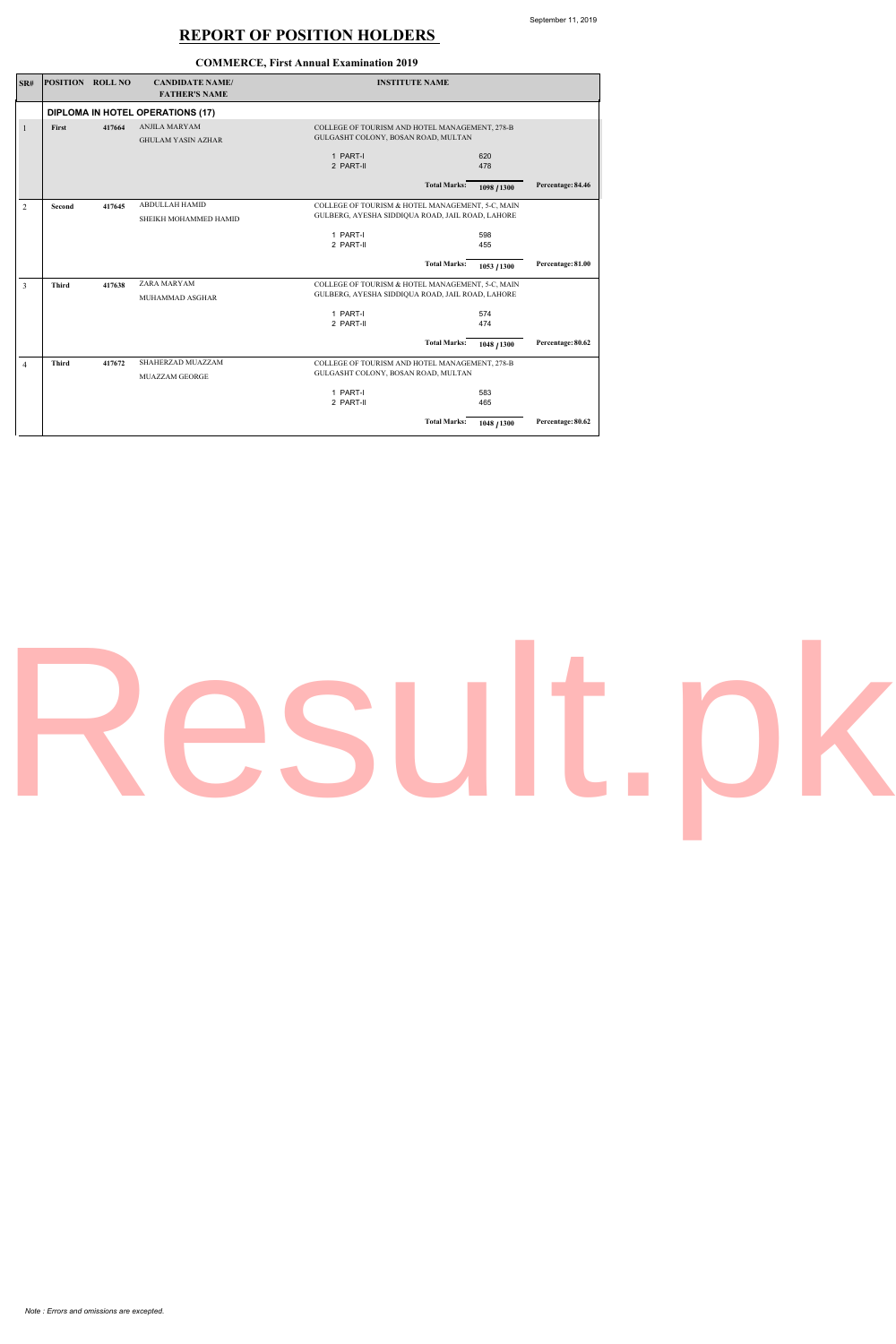September 11, 2019

# REPORT OF POSITION HOLDERS

## COMMERCE, First Annual Examination 2019

| SR# | POSITION | ROLL NO | CANDIDATE NAME/ FATHER'S NAME | INSTITUTE NAME | | |
|---|---|---|---|---|---|---|
| **DIPLOMA IN HOTEL OPERATIONS (17)** | | | | | | |
| 1 | First | 417664 | ANJILA MARYAM<br>GHULAM YASIN AZHAR | COLLEGE OF TOURISM AND HOTEL MANAGEMENT, 278-B GULGASHT COLONY, BOSAN ROAD, MULTAN | | |
| | | | | 1 PART-I | 620 | |
| | | | | 2 PART-II | 478 | |
| | | | | Total Marks: | 1098 / 1300 | Percentage: 84.46 |
| 2 | Second | 417645 | ABDULLAH HAMID<br>SHEIKH MOHAMMED HAMID | COLLEGE OF TOURISM & HOTEL MANAGEMENT, 5-C, MAIN GULBERG, AYESHA SIDDIQUA ROAD, JAIL ROAD, LAHORE | | |
| | | | | 1 PART-I | 598 | |
| | | | | 2 PART-II | 455 | |
| | | | | Total Marks: | 1053 / 1300 | Percentage: 81.00 |
| 3 | Third | 417638 | ZARA MARYAM<br>MUHAMMAD ASGHAR | COLLEGE OF TOURISM & HOTEL MANAGEMENT, 5-C, MAIN GULBERG, AYESHA SIDDIQUA ROAD, JAIL ROAD, LAHORE | | |
| | | | | 1 PART-I | 574 | |
| | | | | 2 PART-II | 474 | |
| | | | | Total Marks: | 1048 / 1300 | Percentage: 80.62 |
| 4 | Third | 417672 | SHAHERZAD MUAZZAM<br>MUAZZAM GEORGE | COLLEGE OF TOURISM AND HOTEL MANAGEMENT, 278-B GULGASHT COLONY, BOSAN ROAD, MULTAN | | |
| | | | | 1 PART-I | 583 | |
| | | | | 2 PART-II | 465 | |
| | | | | Total Marks: | 1048 / 1300 | Percentage: 80.62 |

Result.pk

*Note : Errors and omissions are excepted.*